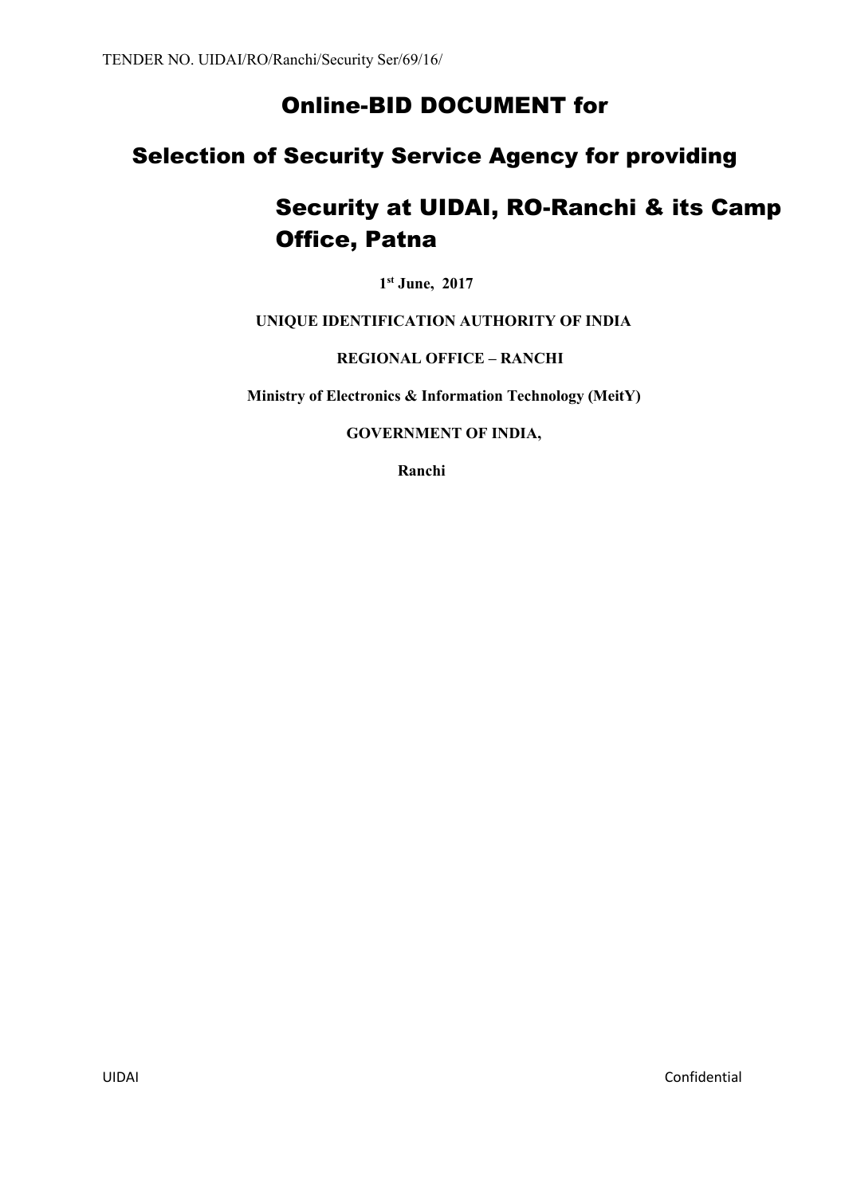TENDER NO. UIDAI/RO/Ranchi/Security Ser/69/16/

# Online-BID DOCUMENT for

# Selection of Security Service Agency for providing Security at UIDAI, RO-Ranchi & its Camp Office, Patna

**1st June, 2017**

**UNIQUE IDENTIFICATION AUTHORITY OF INDIA**

**REGIONAL OFFICE – RANCHI**

**Ministry of Electronics & Information Technology (MeitY)**

**GOVERNMENT OF INDIA,**

**Ranchi**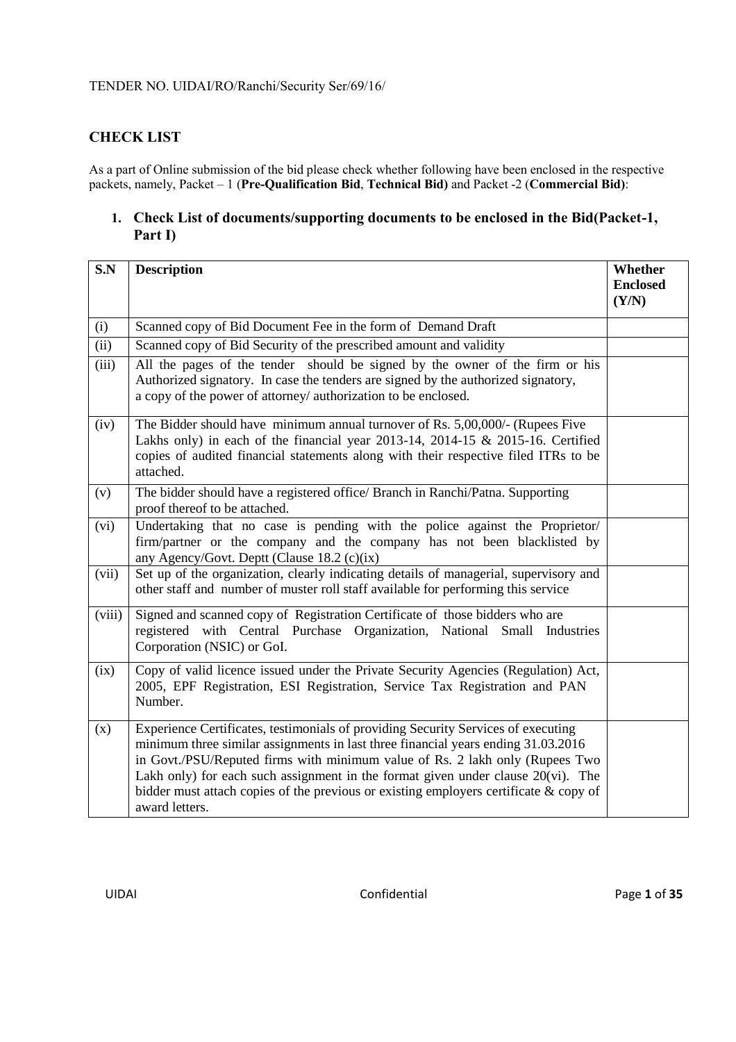TENDER NO. UIDAI/RO/Ranchi/Security Ser/69/16/

## CHECK LIST

As a part of Online submission of the bid please check whether following have been enclosed in the respective packets, namely, Packet – 1 (**Pre-Qualification Bid**, **Technical Bid)** and Packet -2 (**Commercial Bid)**:

### 1. Check List of documents/supporting documents to be enclosed in the Bid(Packet-1, Part I)

| S.N | Description | Whether Enclosed (Y/N) |
|---|---|---|
| (i) | Scanned copy of Bid Document Fee in the form of Demand Draft | |
| (ii) | Scanned copy of Bid Security of the prescribed amount and validity | |
| (iii) | All the pages of the tender should be signed by the owner of the firm or his Authorized signatory. In case the tenders are signed by the authorized signatory, a copy of the power of attorney/ authorization to be enclosed. | |
| (iv) | The Bidder should have minimum annual turnover of Rs. 5,00,000/- (Rupees Five Lakhs only) in each of the financial year 2013-14, 2014-15 & 2015-16. Certified copies of audited financial statements along with their respective filed ITRs to be attached. | |
| (v) | The bidder should have a registered office/ Branch in Ranchi/Patna. Supporting proof thereof to be attached. | |
| (vi) | Undertaking that no case is pending with the police against the Proprietor/ firm/partner or the company and the company has not been blacklisted by any Agency/Govt. Deptt (Clause 18.2 (c)(ix) | |
| (vii) | Set up of the organization, clearly indicating details of managerial, supervisory and other staff and number of muster roll staff available for performing this service | |
| (viii) | Signed and scanned copy of Registration Certificate of those bidders who are registered with Central Purchase Organization, National Small Industries Corporation (NSIC) or GoI. | |
| (ix) | Copy of valid licence issued under the Private Security Agencies (Regulation) Act, 2005, EPF Registration, ESI Registration, Service Tax Registration and PAN Number. | |
| (x) | Experience Certificates, testimonials of providing Security Services of executing minimum three similar assignments in last three financial years ending 31.03.2016 in Govt./PSU/Reputed firms with minimum value of Rs. 2 lakh only (Rupees Two Lakh only) for each such assignment in the format given under clause 20(vi). The bidder must attach copies of the previous or existing employers certificate & copy of award letters. | |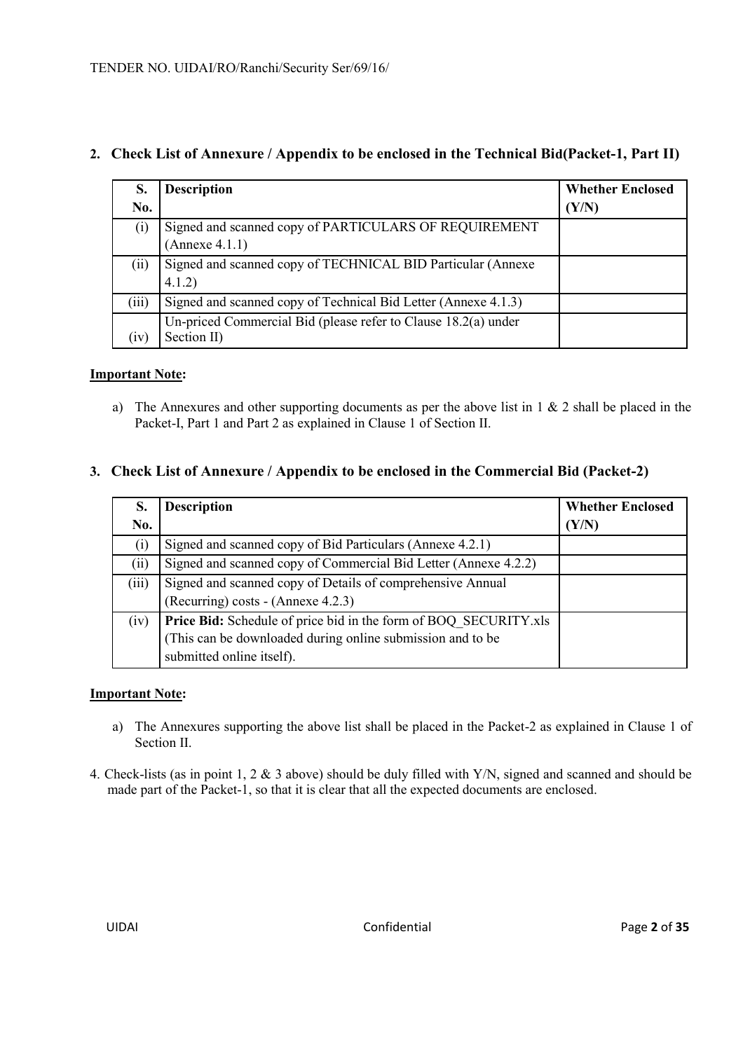**2. Check List of Annexure / Appendix to be enclosed in the Technical Bid(Packet-1, Part II)**

| S. No. | Description | Whether Enclosed (Y/N) |
|---|---|---|
| (i) | Signed and scanned copy of PARTICULARS OF REQUIREMENT (Annexe 4.1.1) | |
| (ii) | Signed and scanned copy of TECHNICAL BID Particular (Annexe 4.1.2) | |
| (iii) | Signed and scanned copy of Technical Bid Letter (Annexe 4.1.3) | |
| (iv) | Un-priced Commercial Bid (please refer to Clause 18.2(a) under Section II) | |

**Important Note:**

a) The Annexures and other supporting documents as per the above list in 1 & 2 shall be placed in the Packet-I, Part 1 and Part 2 as explained in Clause 1 of Section II.

**3. Check List of Annexure / Appendix to be enclosed in the Commercial Bid (Packet-2)**

| S. No. | Description | Whether Enclosed (Y/N) |
|---|---|---|
| (i) | Signed and scanned copy of Bid Particulars (Annexe 4.2.1) | |
| (ii) | Signed and scanned copy of Commercial Bid Letter (Annexe 4.2.2) | |
| (iii) | Signed and scanned copy of Details of comprehensive Annual (Recurring) costs - (Annexe 4.2.3) | |
| (iv) | **Price Bid:** Schedule of price bid in the form of BOQ_SECURITY.xls (This can be downloaded during online submission and to be submitted online itself). | |

**Important Note:**

a) The Annexures supporting the above list shall be placed in the Packet-2 as explained in Clause 1 of Section II.

4. Check-lists (as in point 1, 2 & 3 above) should be duly filled with Y/N, signed and scanned and should be made part of the Packet-1, so that it is clear that all the expected documents are enclosed.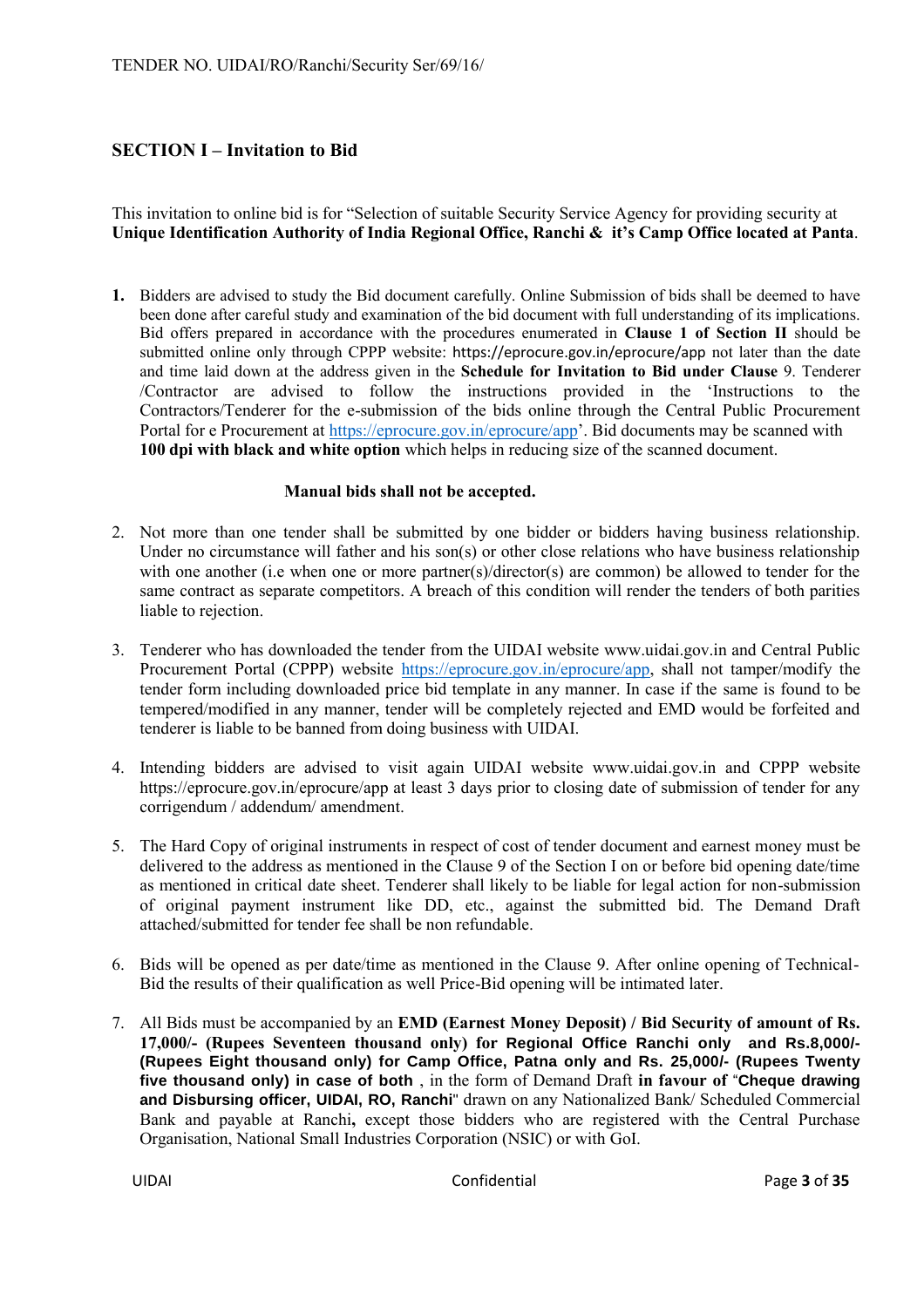## SECTION I – Invitation to Bid

This invitation to online bid is for "Selection of suitable Security Service Agency for providing security at **Unique Identification Authority of India Regional Office, Ranchi & it's Camp Office located at Panta**.

1. Bidders are advised to study the Bid document carefully. Online Submission of bids shall be deemed to have been done after careful study and examination of the bid document with full understanding of its implications. Bid offers prepared in accordance with the procedures enumerated in **Clause 1 of Section II** should be submitted online only through CPPP website: https://eprocure.gov.in/eprocure/app not later than the date and time laid down at the address given in the **Schedule for Invitation to Bid under Clause** 9. Tenderer /Contractor are advised to follow the instructions provided in the 'Instructions to the Contractors/Tenderer for the e-submission of the bids online through the Central Public Procurement Portal for e Procurement at https://eprocure.gov.in/eprocure/app'. Bid documents may be scanned with **100 dpi with black and white option** which helps in reducing size of the scanned document.

   **Manual bids shall not be accepted.**

2. Not more than one tender shall be submitted by one bidder or bidders having business relationship. Under no circumstance will father and his son(s) or other close relations who have business relationship with one another (i.e when one or more partner(s)/director(s) are common) be allowed to tender for the same contract as separate competitors. A breach of this condition will render the tenders of both parities liable to rejection.

3. Tenderer who has downloaded the tender from the UIDAI website www.uidai.gov.in and Central Public Procurement Portal (CPPP) website https://eprocure.gov.in/eprocure/app, shall not tamper/modify the tender form including downloaded price bid template in any manner. In case if the same is found to be tempered/modified in any manner, tender will be completely rejected and EMD would be forfeited and tenderer is liable to be banned from doing business with UIDAI.

4. Intending bidders are advised to visit again UIDAI website www.uidai.gov.in and CPPP website https://eprocure.gov.in/eprocure/app at least 3 days prior to closing date of submission of tender for any corrigendum / addendum/ amendment.

5. The Hard Copy of original instruments in respect of cost of tender document and earnest money must be delivered to the address as mentioned in the Clause 9 of the Section I on or before bid opening date/time as mentioned in critical date sheet. Tenderer shall likely to be liable for legal action for non-submission of original payment instrument like DD, etc., against the submitted bid. The Demand Draft attached/submitted for tender fee shall be non refundable.

6. Bids will be opened as per date/time as mentioned in the Clause 9. After online opening of Technical-Bid the results of their qualification as well Price-Bid opening will be intimated later.

7. All Bids must be accompanied by an **EMD (Earnest Money Deposit) / Bid Security of amount of Rs. 17,000/- (Rupees Seventeen thousand only) for Regional Office Ranchi only and Rs.8,000/- (Rupees Eight thousand only) for Camp Office, Patna only and Rs. 25,000/- (Rupees Twenty five thousand only) in case of both** , in the form of Demand Draft **in favour of** "**Cheque drawing and Disbursing officer, UIDAI, RO, Ranchi**" drawn on any Nationalized Bank/ Scheduled Commercial Bank and payable at Ranchi**,** except those bidders who are registered with the Central Purchase Organisation, National Small Industries Corporation (NSIC) or with GoI.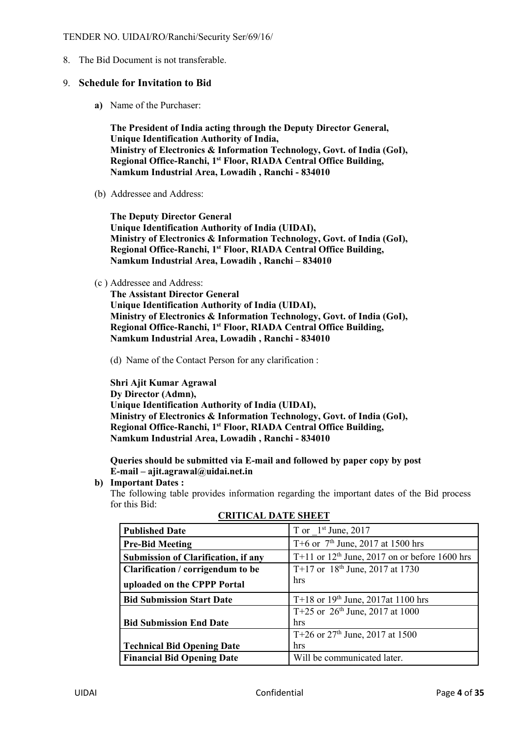8. The Bid Document is not transferable.

9. **Schedule for Invitation to Bid**

**a)** Name of the Purchaser:

**The President of India acting through the Deputy Director General,**
**Unique Identification Authority of India,**
**Ministry of Electronics & Information Technology, Govt. of India (GoI),**
**Regional Office-Ranchi, 1st Floor, RIADA Central Office Building,**
**Namkum Industrial Area, Lowadih , Ranchi - 834010**

(b) Addressee and Address:

**The Deputy Director General**
**Unique Identification Authority of India (UIDAI),**
**Ministry of Electronics & Information Technology, Govt. of India (GoI),**
**Regional Office-Ranchi, 1st Floor, RIADA Central Office Building,**
**Namkum Industrial Area, Lowadih , Ranchi – 834010**

(c ) Addressee and Address:

**The Assistant Director General**
**Unique Identification Authority of India (UIDAI),**
**Ministry of Electronics & Information Technology, Govt. of India (GoI),**
**Regional Office-Ranchi, 1st Floor, RIADA Central Office Building,**
**Namkum Industrial Area, Lowadih , Ranchi - 834010**

(d) Name of the Contact Person for any clarification :

**Shri Ajit Kumar Agrawal**
**Dy Director (Admn),**
**Unique Identification Authority of India (UIDAI),**
**Ministry of Electronics & Information Technology, Govt. of India (GoI),**
**Regional Office-Ranchi, 1st Floor, RIADA Central Office Building,**
**Namkum Industrial Area, Lowadih , Ranchi - 834010**

**Queries should be submitted via E-mail and followed by paper copy by post**
**E-mail – ajit.agrawal@uidai.net.in**

**b) Important Dates :**

The following table provides information regarding the important dates of the Bid process for this Bid:

**CRITICAL DATE SHEET**

| | |
|---|---|
| **Published Date** | T or _1st June, 2017 |
| **Pre-Bid Meeting** | T+6 or 7th June, 2017 at 1500 hrs |
| **Submission of Clarification, if any** | T+11 or 12th June, 2017 on or before 1600 hrs |
| **Clarification / corrigendum to be uploaded on the CPPP Portal** | T+17 or 18th June, 2017 at 1730 hrs |
| **Bid Submission Start Date** | T+18 or 19th June, 2017at 1100 hrs |
| **Bid Submission End Date** | T+25 or 26th June, 2017 at 1000 hrs |
| **Technical Bid Opening Date** | T+26 or 27th June, 2017 at 1500 hrs |
| **Financial Bid Opening Date** | Will be communicated later. |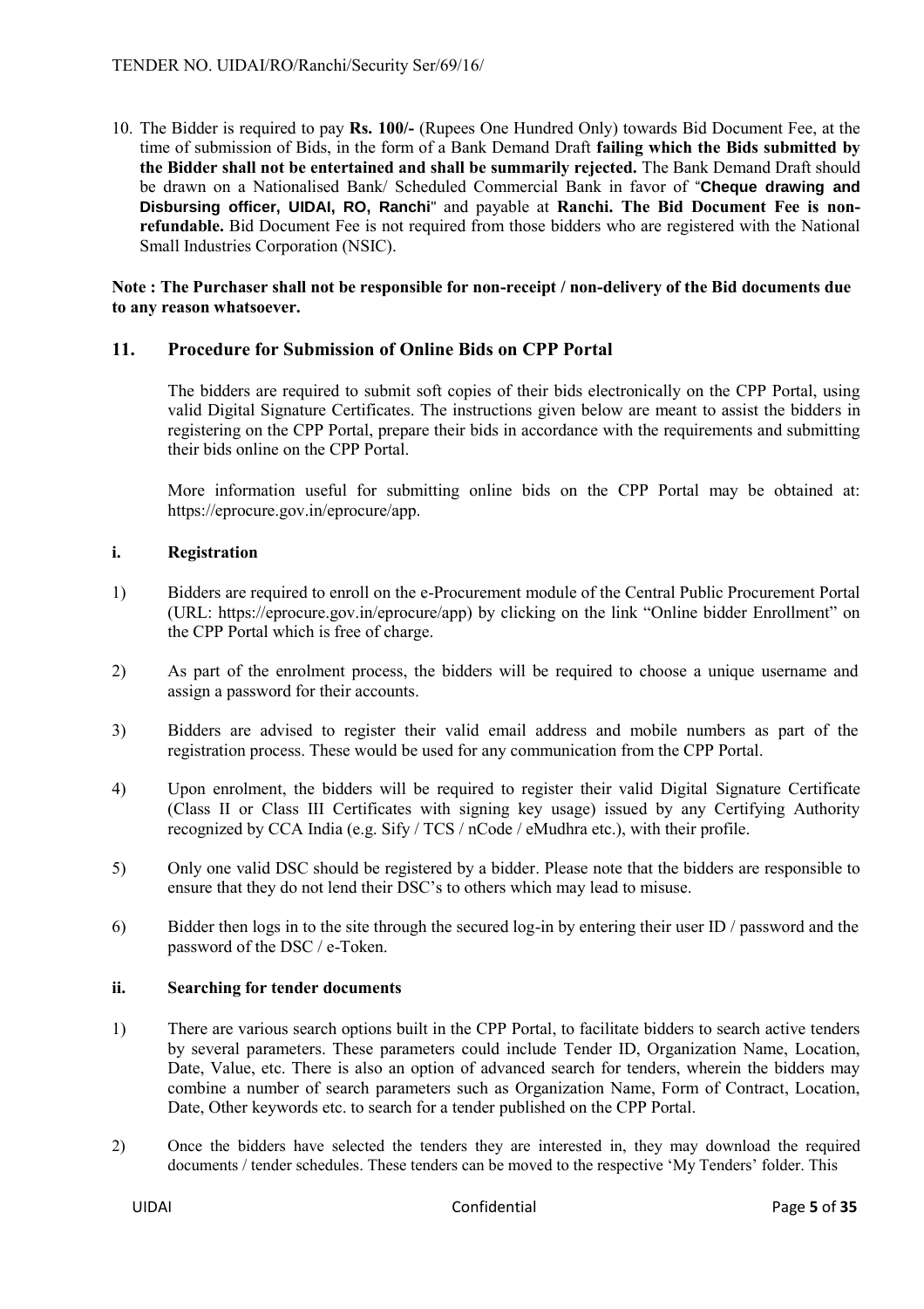10. The Bidder is required to pay **Rs. 100/-** (Rupees One Hundred Only) towards Bid Document Fee, at the time of submission of Bids, in the form of a Bank Demand Draft **failing which the Bids submitted by the Bidder shall not be entertained and shall be summarily rejected.** The Bank Demand Draft should be drawn on a Nationalised Bank/ Scheduled Commercial Bank in favor of "**Cheque drawing and Disbursing officer, UIDAI, RO, Ranchi**" and payable at **Ranchi. The Bid Document Fee is non-refundable.** Bid Document Fee is not required from those bidders who are registered with the National Small Industries Corporation (NSIC).

**Note : The Purchaser shall not be responsible for non-receipt / non-delivery of the Bid documents due to any reason whatsoever.**

## 11. Procedure for Submission of Online Bids on CPP Portal

The bidders are required to submit soft copies of their bids electronically on the CPP Portal, using valid Digital Signature Certificates. The instructions given below are meant to assist the bidders in registering on the CPP Portal, prepare their bids in accordance with the requirements and submitting their bids online on the CPP Portal.

More information useful for submitting online bids on the CPP Portal may be obtained at: https://eprocure.gov.in/eprocure/app.

### i. Registration

1) Bidders are required to enroll on the e-Procurement module of the Central Public Procurement Portal (URL: https://eprocure.gov.in/eprocure/app) by clicking on the link "Online bidder Enrollment" on the CPP Portal which is free of charge.

2) As part of the enrolment process, the bidders will be required to choose a unique username and assign a password for their accounts.

3) Bidders are advised to register their valid email address and mobile numbers as part of the registration process. These would be used for any communication from the CPP Portal.

4) Upon enrolment, the bidders will be required to register their valid Digital Signature Certificate (Class II or Class III Certificates with signing key usage) issued by any Certifying Authority recognized by CCA India (e.g. Sify / TCS / nCode / eMudhra etc.), with their profile.

5) Only one valid DSC should be registered by a bidder. Please note that the bidders are responsible to ensure that they do not lend their DSC's to others which may lead to misuse.

6) Bidder then logs in to the site through the secured log-in by entering their user ID / password and the password of the DSC / e-Token.

### ii. Searching for tender documents

1) There are various search options built in the CPP Portal, to facilitate bidders to search active tenders by several parameters. These parameters could include Tender ID, Organization Name, Location, Date, Value, etc. There is also an option of advanced search for tenders, wherein the bidders may combine a number of search parameters such as Organization Name, Form of Contract, Location, Date, Other keywords etc. to search for a tender published on the CPP Portal.

2) Once the bidders have selected the tenders they are interested in, they may download the required documents / tender schedules. These tenders can be moved to the respective 'My Tenders' folder. This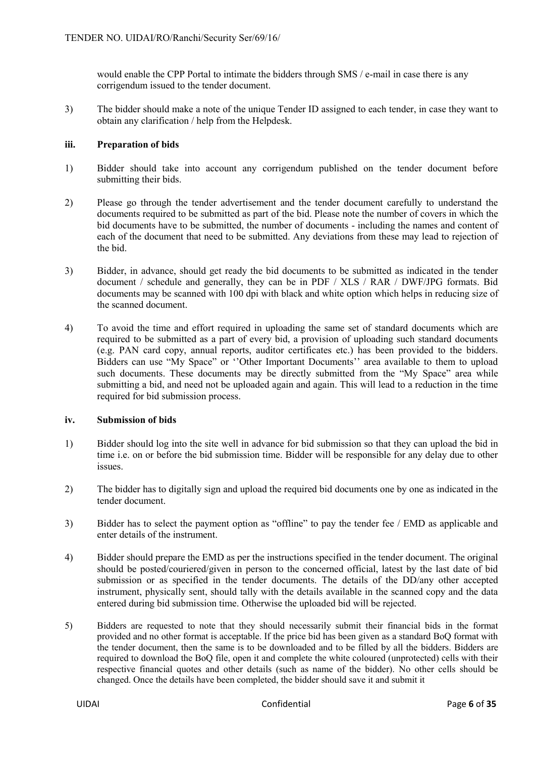would enable the CPP Portal to intimate the bidders through SMS / e-mail in case there is any corrigendum issued to the tender document.

3) The bidder should make a note of the unique Tender ID assigned to each tender, in case they want to obtain any clarification / help from the Helpdesk.

### iii. Preparation of bids

1) Bidder should take into account any corrigendum published on the tender document before submitting their bids.

2) Please go through the tender advertisement and the tender document carefully to understand the documents required to be submitted as part of the bid. Please note the number of covers in which the bid documents have to be submitted, the number of documents - including the names and content of each of the document that need to be submitted. Any deviations from these may lead to rejection of the bid.

3) Bidder, in advance, should get ready the bid documents to be submitted as indicated in the tender document / schedule and generally, they can be in PDF / XLS / RAR / DWF/JPG formats. Bid documents may be scanned with 100 dpi with black and white option which helps in reducing size of the scanned document.

4) To avoid the time and effort required in uploading the same set of standard documents which are required to be submitted as a part of every bid, a provision of uploading such standard documents (e.g. PAN card copy, annual reports, auditor certificates etc.) has been provided to the bidders. Bidders can use "My Space" or ''Other Important Documents'' area available to them to upload such documents. These documents may be directly submitted from the "My Space" area while submitting a bid, and need not be uploaded again and again. This will lead to a reduction in the time required for bid submission process.

### iv. Submission of bids

1) Bidder should log into the site well in advance for bid submission so that they can upload the bid in time i.e. on or before the bid submission time. Bidder will be responsible for any delay due to other issues.

2) The bidder has to digitally sign and upload the required bid documents one by one as indicated in the tender document.

3) Bidder has to select the payment option as "offline" to pay the tender fee / EMD as applicable and enter details of the instrument.

4) Bidder should prepare the EMD as per the instructions specified in the tender document. The original should be posted/couriered/given in person to the concerned official, latest by the last date of bid submission or as specified in the tender documents. The details of the DD/any other accepted instrument, physically sent, should tally with the details available in the scanned copy and the data entered during bid submission time. Otherwise the uploaded bid will be rejected.

5) Bidders are requested to note that they should necessarily submit their financial bids in the format provided and no other format is acceptable. If the price bid has been given as a standard BoQ format with the tender document, then the same is to be downloaded and to be filled by all the bidders. Bidders are required to download the BoQ file, open it and complete the white coloured (unprotected) cells with their respective financial quotes and other details (such as name of the bidder). No other cells should be changed. Once the details have been completed, the bidder should save it and submit it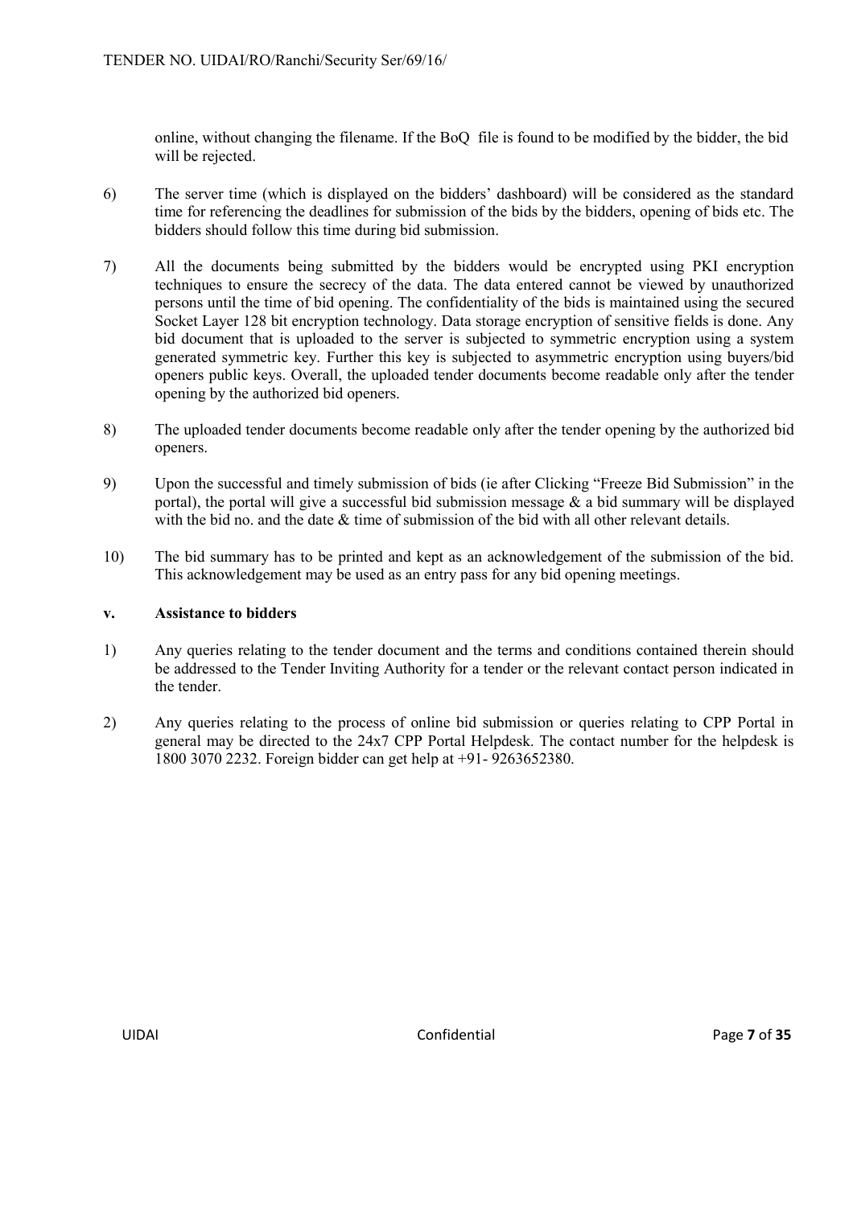online, without changing the filename. If the BoQ file is found to be modified by the bidder, the bid will be rejected.

6) The server time (which is displayed on the bidders' dashboard) will be considered as the standard time for referencing the deadlines for submission of the bids by the bidders, opening of bids etc. The bidders should follow this time during bid submission.

7) All the documents being submitted by the bidders would be encrypted using PKI encryption techniques to ensure the secrecy of the data. The data entered cannot be viewed by unauthorized persons until the time of bid opening. The confidentiality of the bids is maintained using the secured Socket Layer 128 bit encryption technology. Data storage encryption of sensitive fields is done. Any bid document that is uploaded to the server is subjected to symmetric encryption using a system generated symmetric key. Further this key is subjected to asymmetric encryption using buyers/bid openers public keys. Overall, the uploaded tender documents become readable only after the tender opening by the authorized bid openers.

8) The uploaded tender documents become readable only after the tender opening by the authorized bid openers.

9) Upon the successful and timely submission of bids (ie after Clicking "Freeze Bid Submission" in the portal), the portal will give a successful bid submission message & a bid summary will be displayed with the bid no. and the date & time of submission of the bid with all other relevant details.

10) The bid summary has to be printed and kept as an acknowledgement of the submission of the bid. This acknowledgement may be used as an entry pass for any bid opening meetings.

**v. Assistance to bidders**

1) Any queries relating to the tender document and the terms and conditions contained therein should be addressed to the Tender Inviting Authority for a tender or the relevant contact person indicated in the tender.

2) Any queries relating to the process of online bid submission or queries relating to CPP Portal in general may be directed to the 24x7 CPP Portal Helpdesk. The contact number for the helpdesk is 1800 3070 2232. Foreign bidder can get help at +91- 9263652380.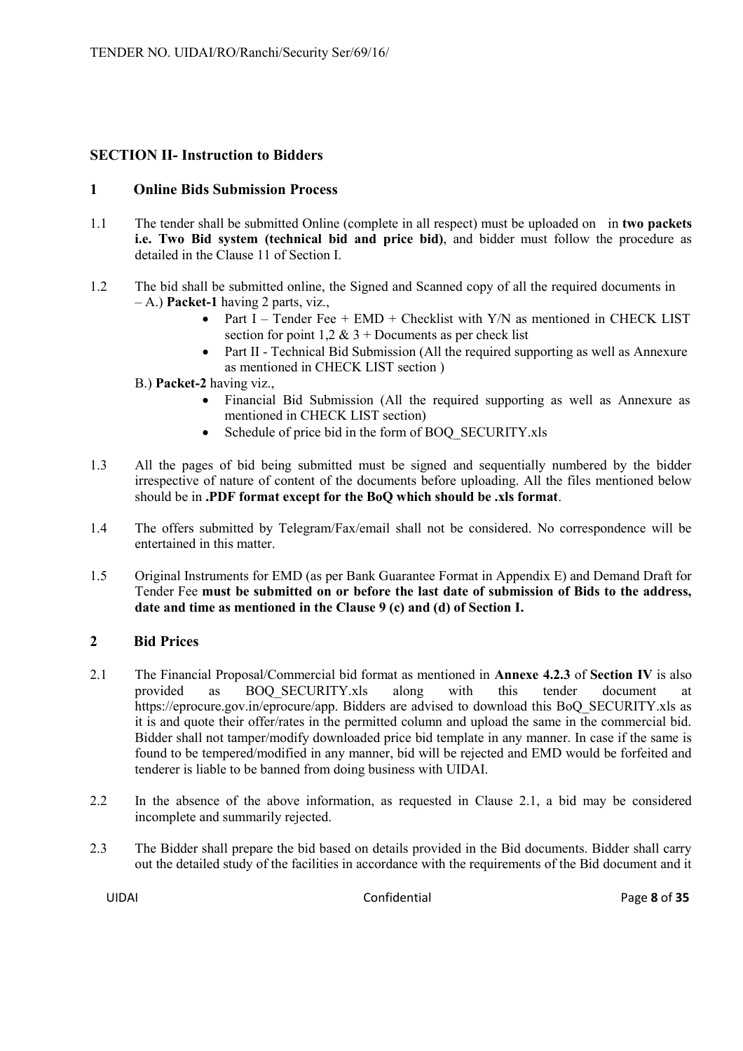## SECTION II- Instruction to Bidders

### 1 Online Bids Submission Process

1.1 The tender shall be submitted Online (complete in all respect) must be uploaded on in **two packets i.e. Two Bid system (technical bid and price bid)**, and bidder must follow the procedure as detailed in the Clause 11 of Section I.

1.2 The bid shall be submitted online, the Signed and Scanned copy of all the required documents in – A.) **Packet-1** having 2 parts, viz.,

- Part I – Tender Fee + EMD + Checklist with Y/N as mentioned in CHECK LIST section for point 1,2 & 3 + Documents as per check list
- Part II - Technical Bid Submission (All the required supporting as well as Annexure as mentioned in CHECK LIST section )

B.) **Packet-2** having viz.,

- Financial Bid Submission (All the required supporting as well as Annexure as mentioned in CHECK LIST section)
- Schedule of price bid in the form of BOQ_SECURITY.xls

1.3 All the pages of bid being submitted must be signed and sequentially numbered by the bidder irrespective of nature of content of the documents before uploading. All the files mentioned below should be in **.PDF format except for the BoQ which should be .xls format**.

1.4 The offers submitted by Telegram/Fax/email shall not be considered. No correspondence will be entertained in this matter.

1.5 Original Instruments for EMD (as per Bank Guarantee Format in Appendix E) and Demand Draft for Tender Fee **must be submitted on or before the last date of submission of Bids to the address, date and time as mentioned in the Clause 9 (c) and (d) of Section I.**

### 2 Bid Prices

2.1 The Financial Proposal/Commercial bid format as mentioned in **Annexe 4.2.3** of **Section IV** is also provided as BOQ_SECURITY.xls along with this tender document at https://eprocure.gov.in/eprocure/app. Bidders are advised to download this BoQ_SECURITY.xls as it is and quote their offer/rates in the permitted column and upload the same in the commercial bid. Bidder shall not tamper/modify downloaded price bid template in any manner. In case if the same is found to be tempered/modified in any manner, bid will be rejected and EMD would be forfeited and tenderer is liable to be banned from doing business with UIDAI.

2.2 In the absence of the above information, as requested in Clause 2.1, a bid may be considered incomplete and summarily rejected.

2.3 The Bidder shall prepare the bid based on details provided in the Bid documents. Bidder shall carry out the detailed study of the facilities in accordance with the requirements of the Bid document and it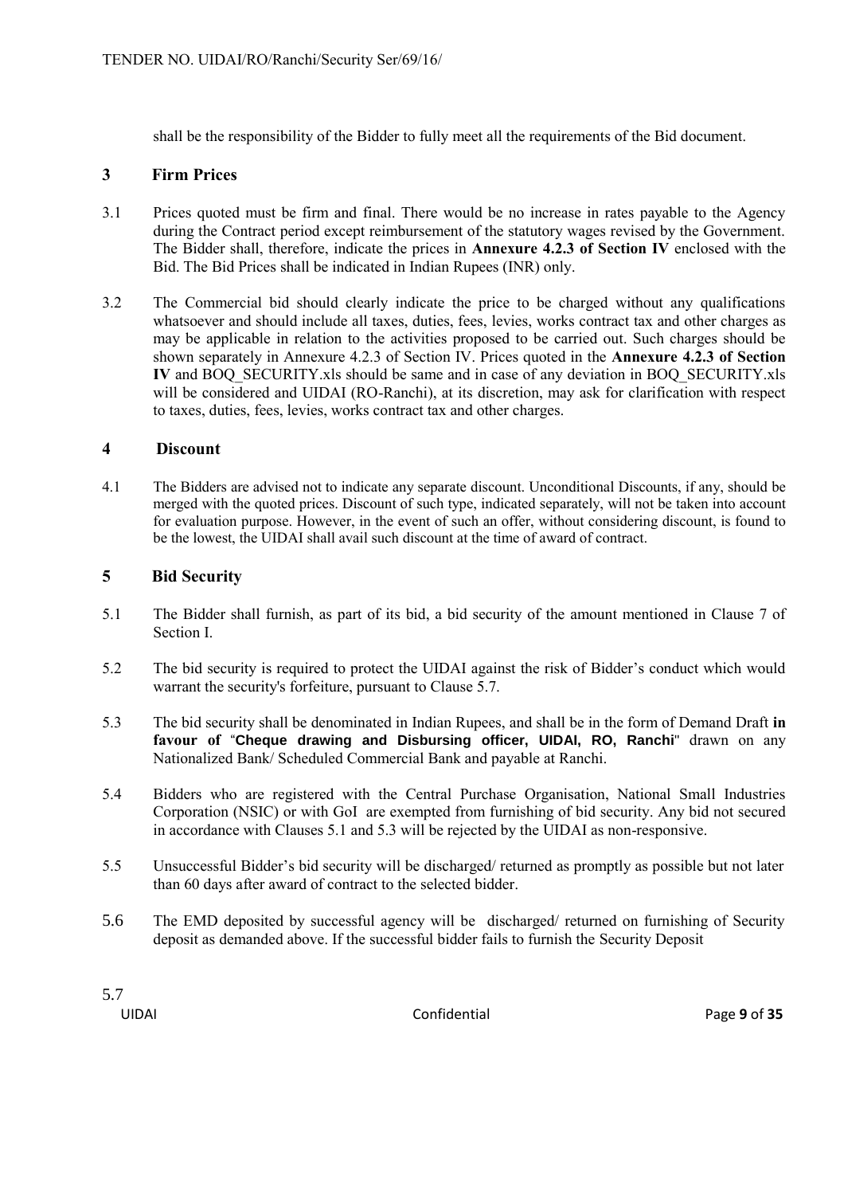shall be the responsibility of the Bidder to fully meet all the requirements of the Bid document.

## 3 Firm Prices

3.1 Prices quoted must be firm and final. There would be no increase in rates payable to the Agency during the Contract period except reimbursement of the statutory wages revised by the Government. The Bidder shall, therefore, indicate the prices in **Annexure 4.2.3 of Section IV** enclosed with the Bid. The Bid Prices shall be indicated in Indian Rupees (INR) only.

3.2 The Commercial bid should clearly indicate the price to be charged without any qualifications whatsoever and should include all taxes, duties, fees, levies, works contract tax and other charges as may be applicable in relation to the activities proposed to be carried out. Such charges should be shown separately in Annexure 4.2.3 of Section IV. Prices quoted in the **Annexure 4.2.3 of Section IV** and BOQ_SECURITY.xls should be same and in case of any deviation in BOQ_SECURITY.xls will be considered and UIDAI (RO-Ranchi), at its discretion, may ask for clarification with respect to taxes, duties, fees, levies, works contract tax and other charges.

## 4 Discount

4.1 The Bidders are advised not to indicate any separate discount. Unconditional Discounts, if any, should be merged with the quoted prices. Discount of such type, indicated separately, will not be taken into account for evaluation purpose. However, in the event of such an offer, without considering discount, is found to be the lowest, the UIDAI shall avail such discount at the time of award of contract.

## 5 Bid Security

5.1 The Bidder shall furnish, as part of its bid, a bid security of the amount mentioned in Clause 7 of Section I.

5.2 The bid security is required to protect the UIDAI against the risk of Bidder's conduct which would warrant the security's forfeiture, pursuant to Clause 5.7.

5.3 The bid security shall be denominated in Indian Rupees, and shall be in the form of Demand Draft **in favour of** "**Cheque drawing and Disbursing officer, UIDAI, RO, Ranchi**" drawn on any Nationalized Bank/ Scheduled Commercial Bank and payable at Ranchi.

5.4 Bidders who are registered with the Central Purchase Organisation, National Small Industries Corporation (NSIC) or with GoI are exempted from furnishing of bid security. Any bid not secured in accordance with Clauses 5.1 and 5.3 will be rejected by the UIDAI as non-responsive.

5.5 Unsuccessful Bidder's bid security will be discharged/ returned as promptly as possible but not later than 60 days after award of contract to the selected bidder.

5.6 The EMD deposited by successful agency will be discharged/ returned on furnishing of Security deposit as demanded above. If the successful bidder fails to furnish the Security Deposit

5.7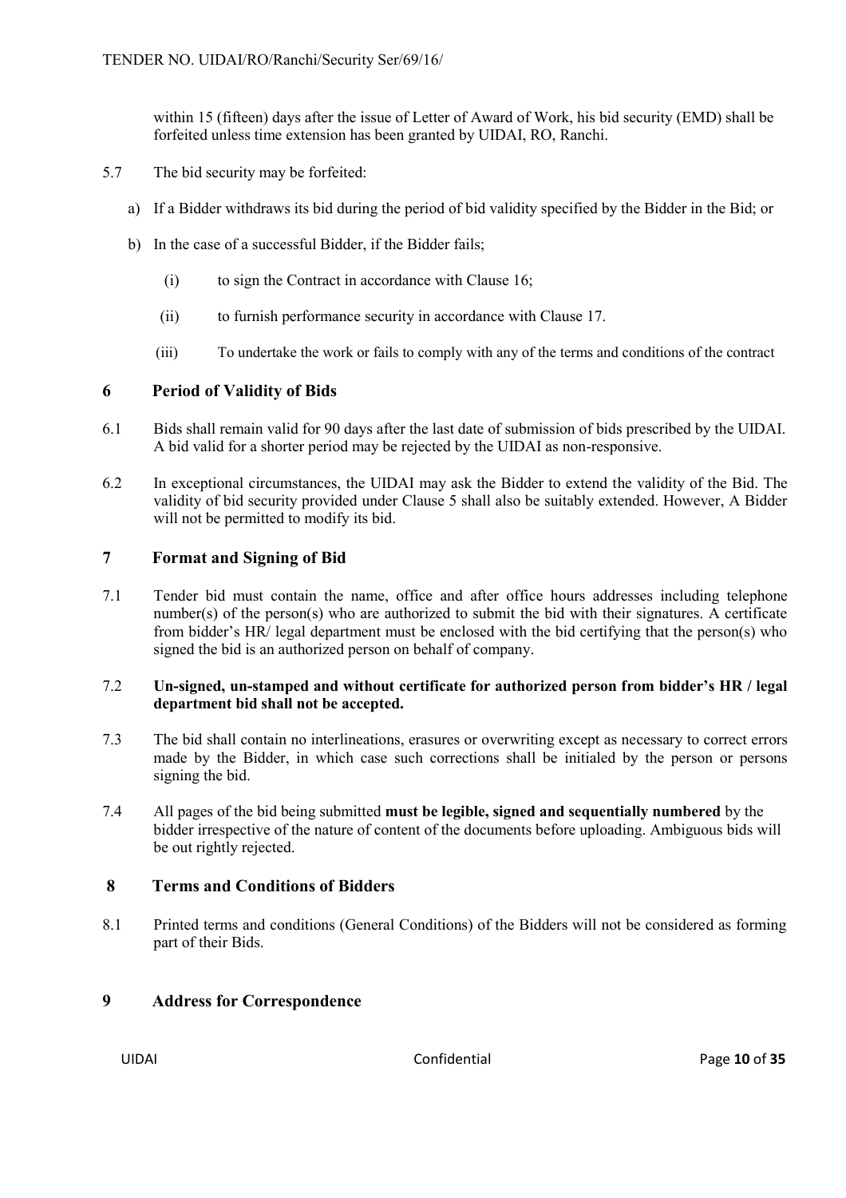within 15 (fifteen) days after the issue of Letter of Award of Work, his bid security (EMD) shall be forfeited unless time extension has been granted by UIDAI, RO, Ranchi.

5.7 The bid security may be forfeited:

a) If a Bidder withdraws its bid during the period of bid validity specified by the Bidder in the Bid; or

b) In the case of a successful Bidder, if the Bidder fails;

   (i) to sign the Contract in accordance with Clause 16;

   (ii) to furnish performance security in accordance with Clause 17.

   (iii) To undertake the work or fails to comply with any of the terms and conditions of the contract

## 6 Period of Validity of Bids

6.1 Bids shall remain valid for 90 days after the last date of submission of bids prescribed by the UIDAI. A bid valid for a shorter period may be rejected by the UIDAI as non-responsive.

6.2 In exceptional circumstances, the UIDAI may ask the Bidder to extend the validity of the Bid. The validity of bid security provided under Clause 5 shall also be suitably extended. However, A Bidder will not be permitted to modify its bid.

## 7 Format and Signing of Bid

7.1 Tender bid must contain the name, office and after office hours addresses including telephone number(s) of the person(s) who are authorized to submit the bid with their signatures. A certificate from bidder's HR/ legal department must be enclosed with the bid certifying that the person(s) who signed the bid is an authorized person on behalf of company.

7.2 **Un-signed, un-stamped and without certificate for authorized person from bidder's HR / legal department bid shall not be accepted.**

7.3 The bid shall contain no interlineations, erasures or overwriting except as necessary to correct errors made by the Bidder, in which case such corrections shall be initialed by the person or persons signing the bid.

7.4 All pages of the bid being submitted **must be legible, signed and sequentially numbered** by the bidder irrespective of the nature of content of the documents before uploading. Ambiguous bids will be out rightly rejected.

## 8 Terms and Conditions of Bidders

8.1 Printed terms and conditions (General Conditions) of the Bidders will not be considered as forming part of their Bids.

## 9 Address for Correspondence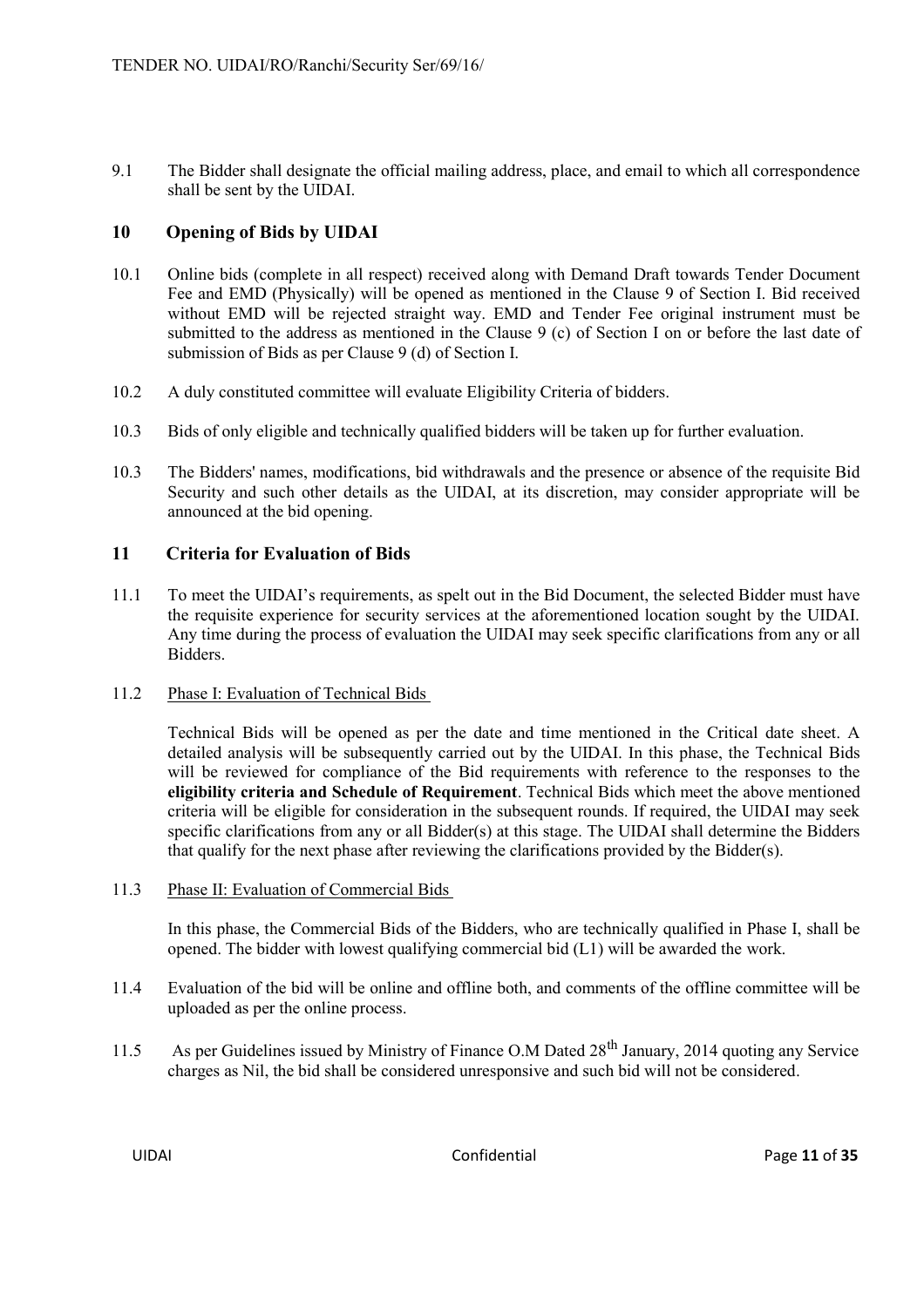9.1 The Bidder shall designate the official mailing address, place, and email to which all correspondence shall be sent by the UIDAI.

## 10 Opening of Bids by UIDAI

10.1 Online bids (complete in all respect) received along with Demand Draft towards Tender Document Fee and EMD (Physically) will be opened as mentioned in the Clause 9 of Section I. Bid received without EMD will be rejected straight way. EMD and Tender Fee original instrument must be submitted to the address as mentioned in the Clause 9 (c) of Section I on or before the last date of submission of Bids as per Clause 9 (d) of Section I.

10.2 A duly constituted committee will evaluate Eligibility Criteria of bidders.

10.3 Bids of only eligible and technically qualified bidders will be taken up for further evaluation.

10.3 The Bidders' names, modifications, bid withdrawals and the presence or absence of the requisite Bid Security and such other details as the UIDAI, at its discretion, may consider appropriate will be announced at the bid opening.

## 11 Criteria for Evaluation of Bids

11.1 To meet the UIDAI's requirements, as spelt out in the Bid Document, the selected Bidder must have the requisite experience for security services at the aforementioned location sought by the UIDAI. Any time during the process of evaluation the UIDAI may seek specific clarifications from any or all Bidders.

11.2 Phase I: Evaluation of Technical Bids

Technical Bids will be opened as per the date and time mentioned in the Critical date sheet. A detailed analysis will be subsequently carried out by the UIDAI. In this phase, the Technical Bids will be reviewed for compliance of the Bid requirements with reference to the responses to the **eligibility criteria and Schedule of Requirement**. Technical Bids which meet the above mentioned criteria will be eligible for consideration in the subsequent rounds. If required, the UIDAI may seek specific clarifications from any or all Bidder(s) at this stage. The UIDAI shall determine the Bidders that qualify for the next phase after reviewing the clarifications provided by the Bidder(s).

11.3 Phase II: Evaluation of Commercial Bids

In this phase, the Commercial Bids of the Bidders, who are technically qualified in Phase I, shall be opened. The bidder with lowest qualifying commercial bid (L1) will be awarded the work.

11.4 Evaluation of the bid will be online and offline both, and comments of the offline committee will be uploaded as per the online process.

11.5 As per Guidelines issued by Ministry of Finance O.M Dated 28th January, 2014 quoting any Service charges as Nil, the bid shall be considered unresponsive and such bid will not be considered.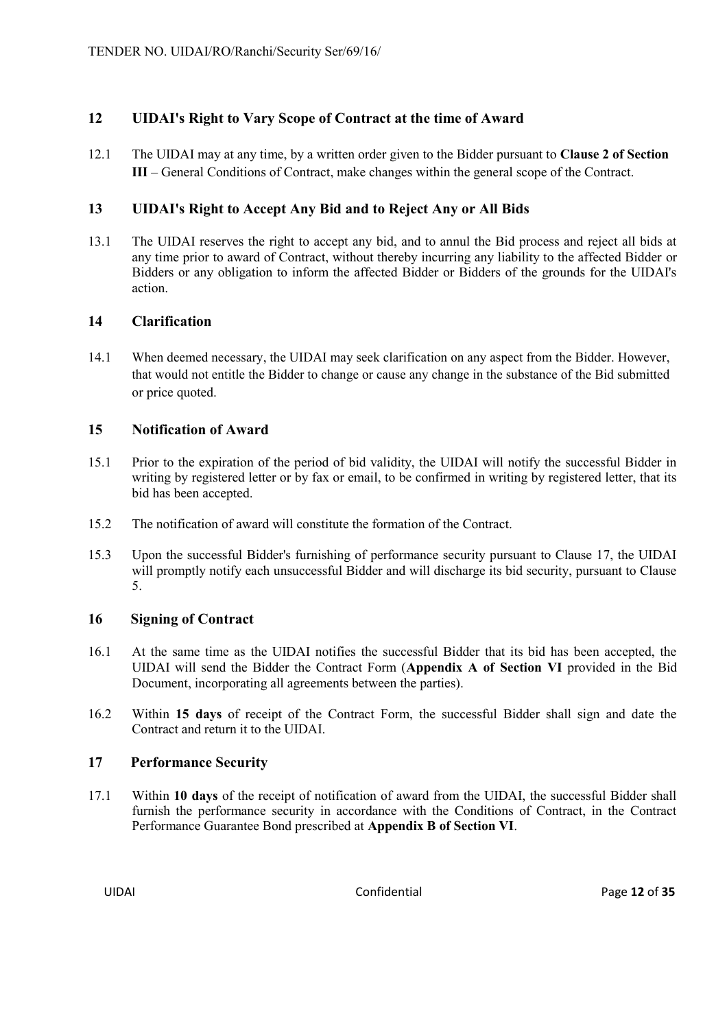## 12 UIDAI's Right to Vary Scope of Contract at the time of Award

12.1 The UIDAI may at any time, by a written order given to the Bidder pursuant to **Clause 2 of Section III** – General Conditions of Contract, make changes within the general scope of the Contract.

## 13 UIDAI's Right to Accept Any Bid and to Reject Any or All Bids

13.1 The UIDAI reserves the right to accept any bid, and to annul the Bid process and reject all bids at any time prior to award of Contract, without thereby incurring any liability to the affected Bidder or Bidders or any obligation to inform the affected Bidder or Bidders of the grounds for the UIDAI's action.

## 14 Clarification

14.1 When deemed necessary, the UIDAI may seek clarification on any aspect from the Bidder. However, that would not entitle the Bidder to change or cause any change in the substance of the Bid submitted or price quoted.

## 15 Notification of Award

15.1 Prior to the expiration of the period of bid validity, the UIDAI will notify the successful Bidder in writing by registered letter or by fax or email, to be confirmed in writing by registered letter, that its bid has been accepted.

15.2 The notification of award will constitute the formation of the Contract.

15.3 Upon the successful Bidder's furnishing of performance security pursuant to Clause 17, the UIDAI will promptly notify each unsuccessful Bidder and will discharge its bid security, pursuant to Clause 5.

## 16 Signing of Contract

16.1 At the same time as the UIDAI notifies the successful Bidder that its bid has been accepted, the UIDAI will send the Bidder the Contract Form (**Appendix A of Section VI** provided in the Bid Document, incorporating all agreements between the parties).

16.2 Within **15 days** of receipt of the Contract Form, the successful Bidder shall sign and date the Contract and return it to the UIDAI.

## 17 Performance Security

17.1 Within **10 days** of the receipt of notification of award from the UIDAI, the successful Bidder shall furnish the performance security in accordance with the Conditions of Contract, in the Contract Performance Guarantee Bond prescribed at **Appendix B of Section VI**.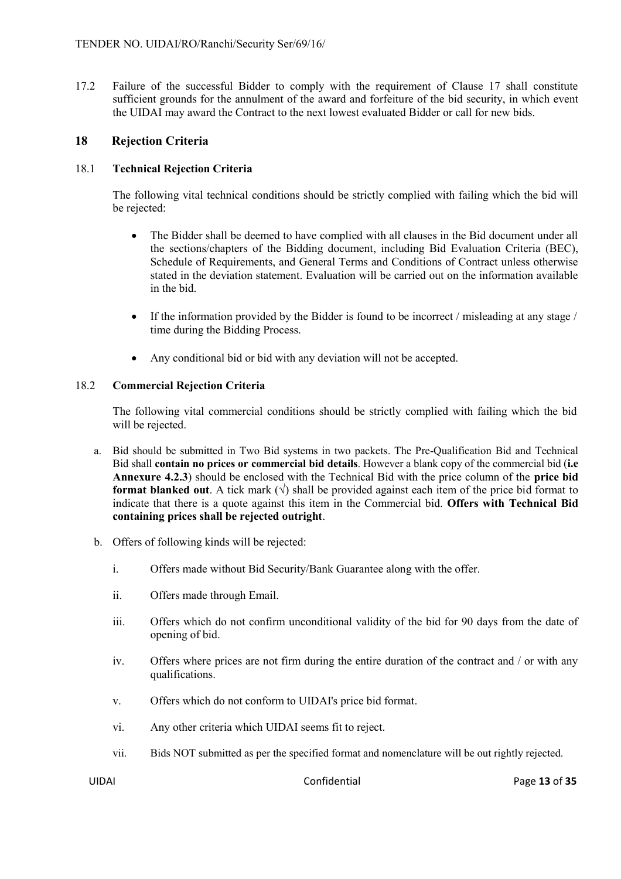17.2 Failure of the successful Bidder to comply with the requirement of Clause 17 shall constitute sufficient grounds for the annulment of the award and forfeiture of the bid security, in which event the UIDAI may award the Contract to the next lowest evaluated Bidder or call for new bids.

## 18 Rejection Criteria

### 18.1 Technical Rejection Criteria

The following vital technical conditions should be strictly complied with failing which the bid will be rejected:

- The Bidder shall be deemed to have complied with all clauses in the Bid document under all the sections/chapters of the Bidding document, including Bid Evaluation Criteria (BEC), Schedule of Requirements, and General Terms and Conditions of Contract unless otherwise stated in the deviation statement. Evaluation will be carried out on the information available in the bid.
- If the information provided by the Bidder is found to be incorrect / misleading at any stage / time during the Bidding Process.
- Any conditional bid or bid with any deviation will not be accepted.

### 18.2 Commercial Rejection Criteria

The following vital commercial conditions should be strictly complied with failing which the bid will be rejected.

a. Bid should be submitted in Two Bid systems in two packets. The Pre-Qualification Bid and Technical Bid shall **contain no prices or commercial bid details**. However a blank copy of the commercial bid (**i.e Annexure 4.2.3**) should be enclosed with the Technical Bid with the price column of the **price bid format blanked out**. A tick mark (√) shall be provided against each item of the price bid format to indicate that there is a quote against this item in the Commercial bid. **Offers with Technical Bid containing prices shall be rejected outright**.

b. Offers of following kinds will be rejected:

   i. Offers made without Bid Security/Bank Guarantee along with the offer.

   ii. Offers made through Email.

   iii. Offers which do not confirm unconditional validity of the bid for 90 days from the date of opening of bid.

   iv. Offers where prices are not firm during the entire duration of the contract and / or with any qualifications.

   v. Offers which do not conform to UIDAI's price bid format.

   vi. Any other criteria which UIDAI seems fit to reject.

   vii. Bids NOT submitted as per the specified format and nomenclature will be out rightly rejected.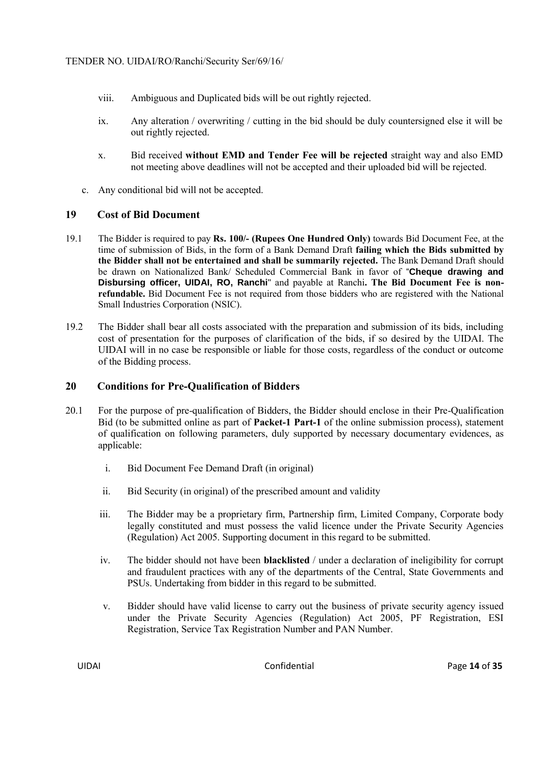viii. Ambiguous and Duplicated bids will be out rightly rejected.

ix. Any alteration / overwriting / cutting in the bid should be duly countersigned else it will be out rightly rejected.

x. Bid received **without EMD and Tender Fee will be rejected** straight way and also EMD not meeting above deadlines will not be accepted and their uploaded bid will be rejected.

c. Any conditional bid will not be accepted.

## 19 Cost of Bid Document

19.1 The Bidder is required to pay **Rs. 100/- (Rupees One Hundred Only)** towards Bid Document Fee, at the time of submission of Bids, in the form of a Bank Demand Draft **failing which the Bids submitted by the Bidder shall not be entertained and shall be summarily rejected.** The Bank Demand Draft should be drawn on Nationalized Bank/ Scheduled Commercial Bank in favor of "**Cheque drawing and Disbursing officer, UIDAI, RO, Ranchi**" and payable at Ranchi**. The Bid Document Fee is non-refundable.** Bid Document Fee is not required from those bidders who are registered with the National Small Industries Corporation (NSIC).

19.2 The Bidder shall bear all costs associated with the preparation and submission of its bids, including cost of presentation for the purposes of clarification of the bids, if so desired by the UIDAI. The UIDAI will in no case be responsible or liable for those costs, regardless of the conduct or outcome of the Bidding process.

## 20 Conditions for Pre-Qualification of Bidders

20.1 For the purpose of pre-qualification of Bidders, the Bidder should enclose in their Pre-Qualification Bid (to be submitted online as part of **Packet-1 Part-1** of the online submission process), statement of qualification on following parameters, duly supported by necessary documentary evidences, as applicable:

i. Bid Document Fee Demand Draft (in original)

ii. Bid Security (in original) of the prescribed amount and validity

iii. The Bidder may be a proprietary firm, Partnership firm, Limited Company, Corporate body legally constituted and must possess the valid licence under the Private Security Agencies (Regulation) Act 2005. Supporting document in this regard to be submitted.

iv. The bidder should not have been **blacklisted** / under a declaration of ineligibility for corrupt and fraudulent practices with any of the departments of the Central, State Governments and PSUs. Undertaking from bidder in this regard to be submitted.

v. Bidder should have valid license to carry out the business of private security agency issued under the Private Security Agencies (Regulation) Act 2005, PF Registration, ESI Registration, Service Tax Registration Number and PAN Number.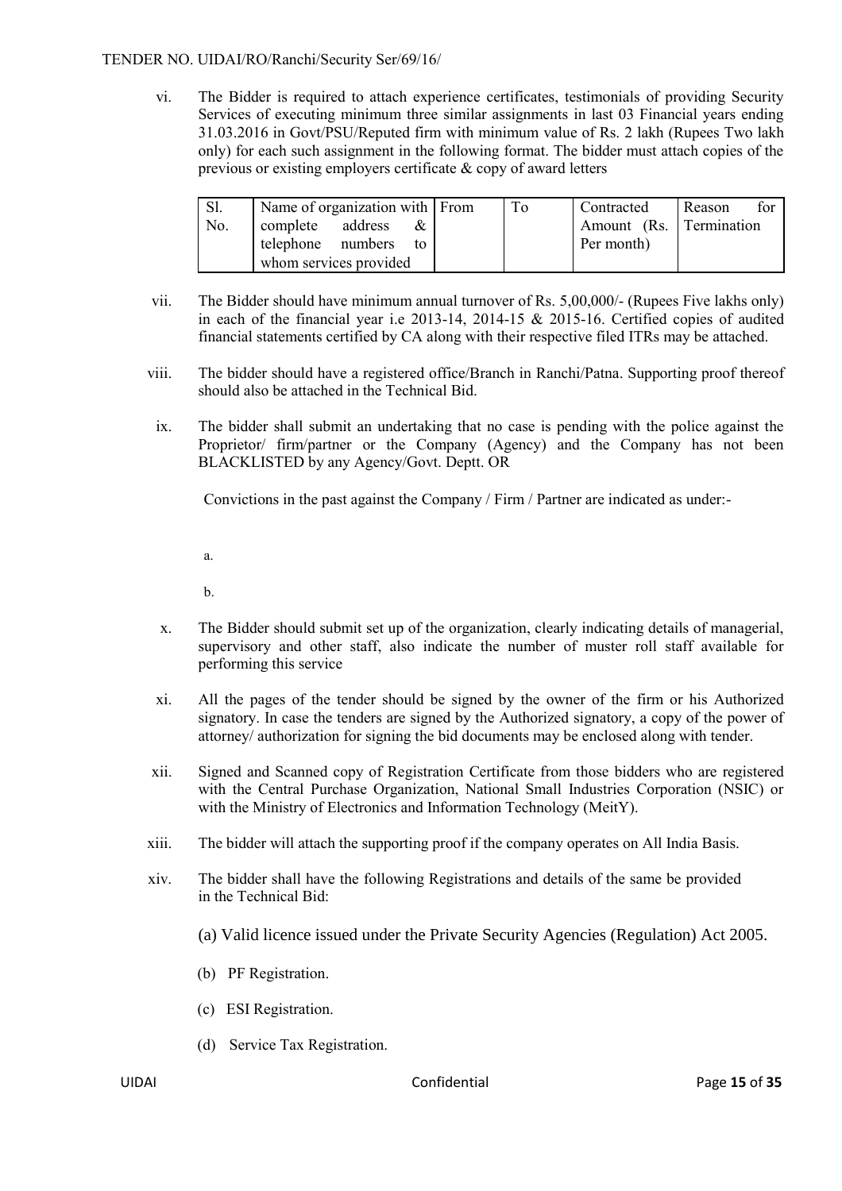vi. The Bidder is required to attach experience certificates, testimonials of providing Security Services of executing minimum three similar assignments in last 03 Financial years ending 31.03.2016 in Govt/PSU/Reputed firm with minimum value of Rs. 2 lakh (Rupees Two lakh only) for each such assignment in the following format. The bidder must attach copies of the previous or existing employers certificate & copy of award letters

| Sl. No. | Name of organization with complete address & telephone numbers to whom services provided | From | To | Contracted Amount (Rs. Per month) | Reason for Termination |
|---|---|---|---|---|---|

vii. The Bidder should have minimum annual turnover of Rs. 5,00,000/- (Rupees Five lakhs only) in each of the financial year i.e 2013-14, 2014-15 & 2015-16. Certified copies of audited financial statements certified by CA along with their respective filed ITRs may be attached.

viii. The bidder should have a registered office/Branch in Ranchi/Patna. Supporting proof thereof should also be attached in the Technical Bid.

ix. The bidder shall submit an undertaking that no case is pending with the police against the Proprietor/ firm/partner or the Company (Agency) and the Company has not been BLACKLISTED by any Agency/Govt. Deptt. OR

Convictions in the past against the Company / Firm / Partner are indicated as under:-

a.

b.

x. The Bidder should submit set up of the organization, clearly indicating details of managerial, supervisory and other staff, also indicate the number of muster roll staff available for performing this service

xi. All the pages of the tender should be signed by the owner of the firm or his Authorized signatory. In case the tenders are signed by the Authorized signatory, a copy of the power of attorney/ authorization for signing the bid documents may be enclosed along with tender.

xii. Signed and Scanned copy of Registration Certificate from those bidders who are registered with the Central Purchase Organization, National Small Industries Corporation (NSIC) or with the Ministry of Electronics and Information Technology (MeitY).

xiii. The bidder will attach the supporting proof if the company operates on All India Basis.

xiv. The bidder shall have the following Registrations and details of the same be provided in the Technical Bid:

(a) Valid licence issued under the Private Security Agencies (Regulation) Act 2005.

(b) PF Registration.

(c) ESI Registration.

(d) Service Tax Registration.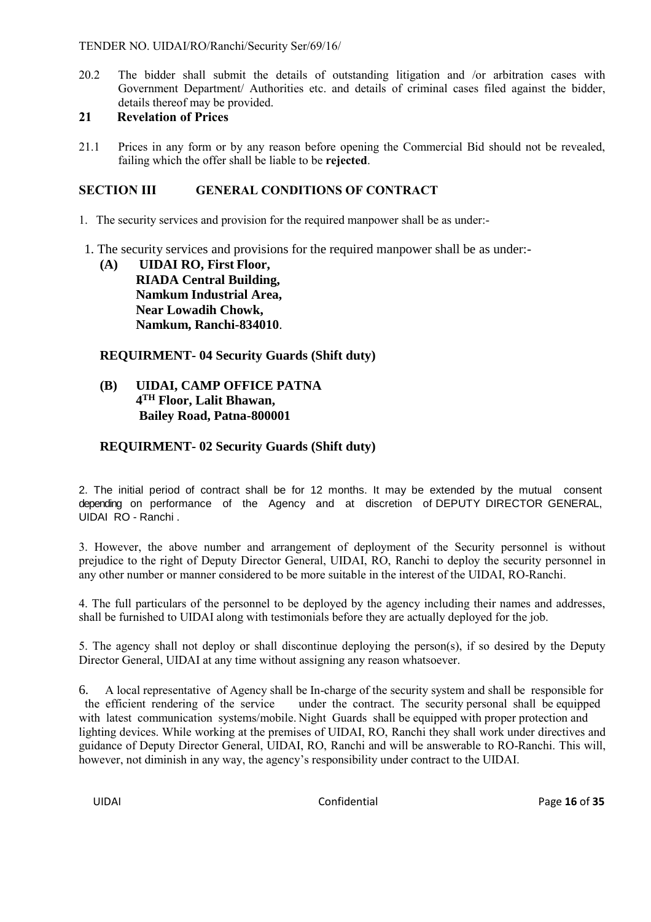20.2 The bidder shall submit the details of outstanding litigation and /or arbitration cases with Government Department/ Authorities etc. and details of criminal cases filed against the bidder, details thereof may be provided.

## 21 Revelation of Prices

21.1 Prices in any form or by any reason before opening the Commercial Bid should not be revealed, failing which the offer shall be liable to be **rejected**.

## SECTION III GENERAL CONDITIONS OF CONTRACT

1. The security services and provision for the required manpower shall be as under:-

1. The security services and provisions for the required manpower shall be as under:-

**(A) UIDAI RO, First Floor,**
**RIADA Central Building,**
**Namkum Industrial Area,**
**Near Lowadih Chowk,**
**Namkum, Ranchi-834010**.

**REQUIRMENT- 04 Security Guards (Shift duty)**

**(B) UIDAI, CAMP OFFICE PATNA**
**4TH Floor, Lalit Bhawan,**
**Bailey Road, Patna-800001**

**REQUIRMENT- 02 Security Guards (Shift duty)**

2. The initial period of contract shall be for 12 months. It may be extended by the mutual consent depending on performance of the Agency and at discretion of DEPUTY DIRECTOR GENERAL, UIDAI RO - Ranchi .

3. However, the above number and arrangement of deployment of the Security personnel is without prejudice to the right of Deputy Director General, UIDAI, RO, Ranchi to deploy the security personnel in any other number or manner considered to be more suitable in the interest of the UIDAI, RO-Ranchi.

4. The full particulars of the personnel to be deployed by the agency including their names and addresses, shall be furnished to UIDAI along with testimonials before they are actually deployed for the job.

5. The agency shall not deploy or shall discontinue deploying the person(s), if so desired by the Deputy Director General, UIDAI at any time without assigning any reason whatsoever.

6. A local representative of Agency shall be In-charge of the security system and shall be responsible for the efficient rendering of the service under the contract. The security personal shall be equipped with latest communication systems/mobile. Night Guards shall be equipped with proper protection and lighting devices. While working at the premises of UIDAI, RO, Ranchi they shall work under directives and guidance of Deputy Director General, UIDAI, RO, Ranchi and will be answerable to RO-Ranchi. This will, however, not diminish in any way, the agency's responsibility under contract to the UIDAI.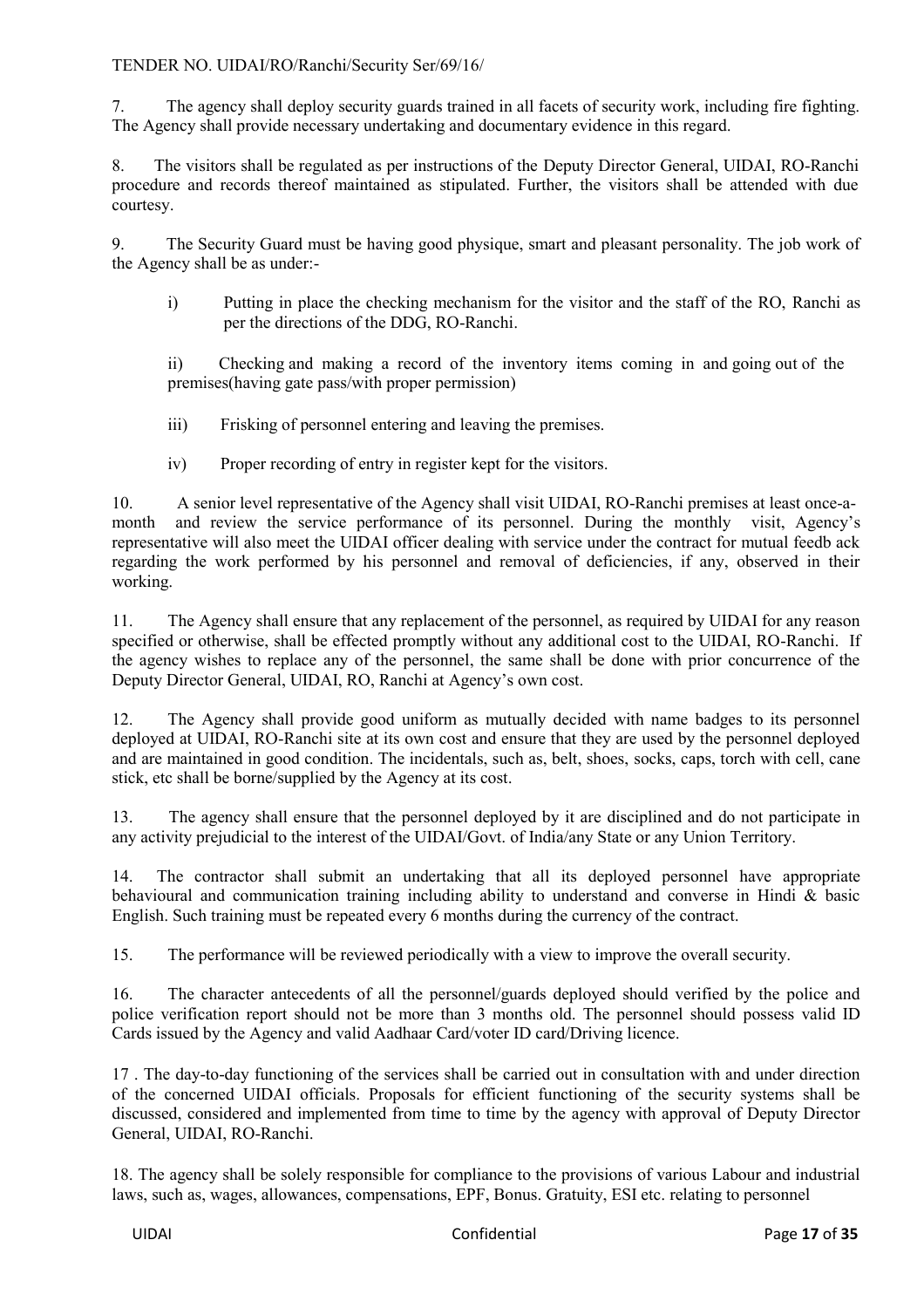7. The agency shall deploy security guards trained in all facets of security work, including fire fighting. The Agency shall provide necessary undertaking and documentary evidence in this regard.

8. The visitors shall be regulated as per instructions of the Deputy Director General, UIDAI, RO-Ranchi procedure and records thereof maintained as stipulated. Further, the visitors shall be attended with due courtesy.

9. The Security Guard must be having good physique, smart and pleasant personality. The job work of the Agency shall be as under:-

   i) Putting in place the checking mechanism for the visitor and the staff of the RO, Ranchi as per the directions of the DDG, RO-Ranchi.

   ii) Checking and making a record of the inventory items coming in and going out of the premises(having gate pass/with proper permission)

   iii) Frisking of personnel entering and leaving the premises.

   iv) Proper recording of entry in register kept for the visitors.

10. A senior level representative of the Agency shall visit UIDAI, RO-Ranchi premises at least once-a-month and review the service performance of its personnel. During the monthly visit, Agency's representative will also meet the UIDAI officer dealing with service under the contract for mutual feedb ack regarding the work performed by his personnel and removal of deficiencies, if any, observed in their working.

11. The Agency shall ensure that any replacement of the personnel, as required by UIDAI for any reason specified or otherwise, shall be effected promptly without any additional cost to the UIDAI, RO-Ranchi. If the agency wishes to replace any of the personnel, the same shall be done with prior concurrence of the Deputy Director General, UIDAI, RO, Ranchi at Agency's own cost.

12. The Agency shall provide good uniform as mutually decided with name badges to its personnel deployed at UIDAI, RO-Ranchi site at its own cost and ensure that they are used by the personnel deployed and are maintained in good condition. The incidentals, such as, belt, shoes, socks, caps, torch with cell, cane stick, etc shall be borne/supplied by the Agency at its cost.

13. The agency shall ensure that the personnel deployed by it are disciplined and do not participate in any activity prejudicial to the interest of the UIDAI/Govt. of India/any State or any Union Territory.

14. The contractor shall submit an undertaking that all its deployed personnel have appropriate behavioural and communication training including ability to understand and converse in Hindi & basic English. Such training must be repeated every 6 months during the currency of the contract.

15. The performance will be reviewed periodically with a view to improve the overall security.

16. The character antecedents of all the personnel/guards deployed should verified by the police and police verification report should not be more than 3 months old. The personnel should possess valid ID Cards issued by the Agency and valid Aadhaar Card/voter ID card/Driving licence.

17 . The day-to-day functioning of the services shall be carried out in consultation with and under direction of the concerned UIDAI officials. Proposals for efficient functioning of the security systems shall be discussed, considered and implemented from time to time by the agency with approval of Deputy Director General, UIDAI, RO-Ranchi.

18. The agency shall be solely responsible for compliance to the provisions of various Labour and industrial laws, such as, wages, allowances, compensations, EPF, Bonus. Gratuity, ESI etc. relating to personnel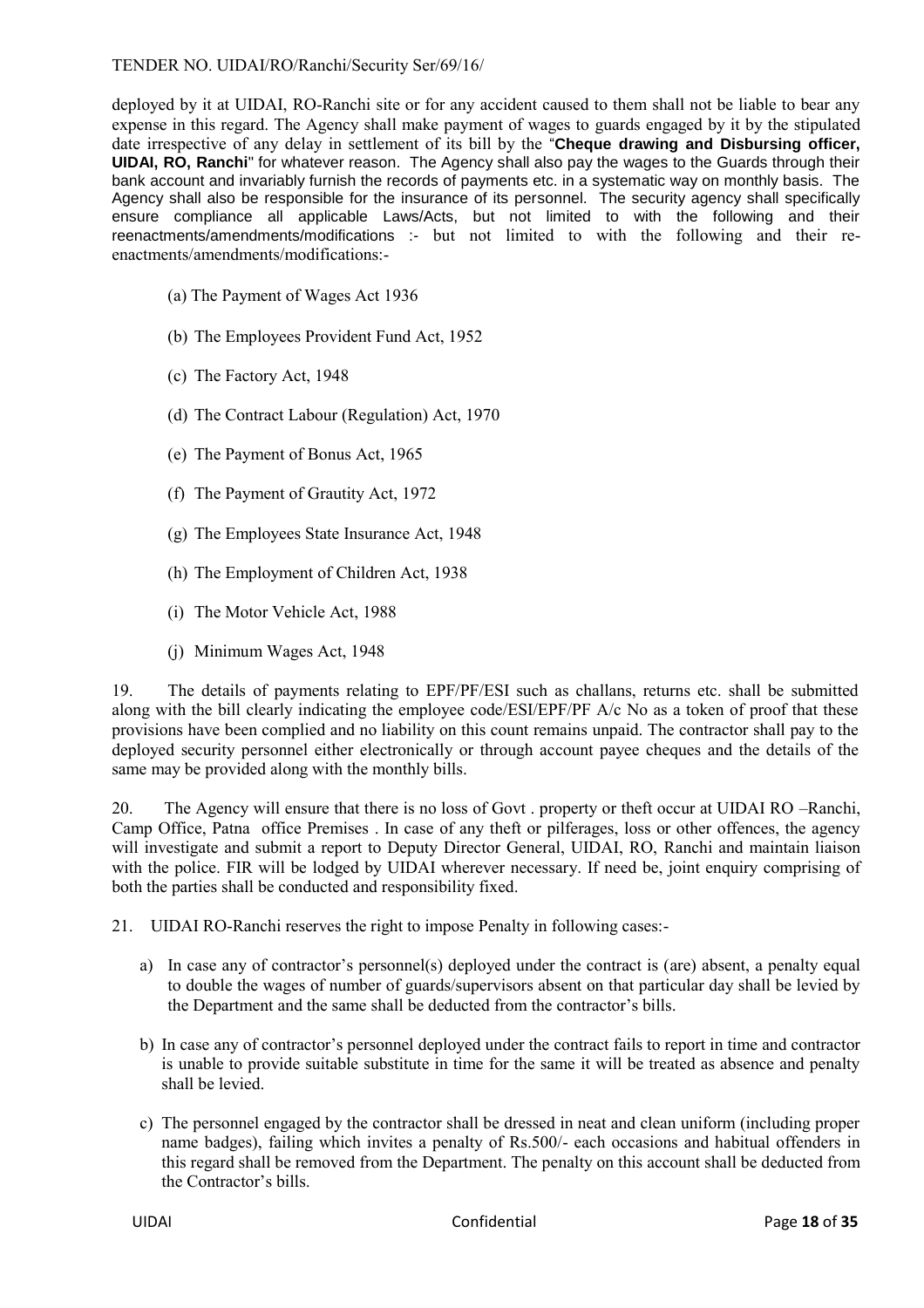deployed by it at UIDAI, RO-Ranchi site or for any accident caused to them shall not be liable to bear any expense in this regard. The Agency shall make payment of wages to guards engaged by it by the stipulated date irrespective of any delay in settlement of its bill by the "**Cheque drawing and Disbursing officer, UIDAI, RO, Ranchi**" for whatever reason. The Agency shall also pay the wages to the Guards through their bank account and invariably furnish the records of payments etc. in a systematic way on monthly basis. The Agency shall also be responsible for the insurance of its personnel. The security agency shall specifically ensure compliance all applicable Laws/Acts, but not limited to with the following and their reenactments/amendments/modifications :- but not limited to with the following and their re-enactments/amendments/modifications:-

(a) The Payment of Wages Act 1936

(b) The Employees Provident Fund Act, 1952

(c) The Factory Act, 1948

(d) The Contract Labour (Regulation) Act, 1970

(e) The Payment of Bonus Act, 1965

(f) The Payment of Grautity Act, 1972

(g) The Employees State Insurance Act, 1948

(h) The Employment of Children Act, 1938

(i) The Motor Vehicle Act, 1988

(j) Minimum Wages Act, 1948

19. The details of payments relating to EPF/PF/ESI such as challans, returns etc. shall be submitted along with the bill clearly indicating the employee code/ESI/EPF/PF A/c No as a token of proof that these provisions have been complied and no liability on this count remains unpaid. The contractor shall pay to the deployed security personnel either electronically or through account payee cheques and the details of the same may be provided along with the monthly bills.

20. The Agency will ensure that there is no loss of Govt . property or theft occur at UIDAI RO –Ranchi, Camp Office, Patna office Premises . In case of any theft or pilferages, loss or other offences, the agency will investigate and submit a report to Deputy Director General, UIDAI, RO, Ranchi and maintain liaison with the police. FIR will be lodged by UIDAI wherever necessary. If need be, joint enquiry comprising of both the parties shall be conducted and responsibility fixed.

21. UIDAI RO-Ranchi reserves the right to impose Penalty in following cases:-

a) In case any of contractor's personnel(s) deployed under the contract is (are) absent, a penalty equal to double the wages of number of guards/supervisors absent on that particular day shall be levied by the Department and the same shall be deducted from the contractor's bills.

b) In case any of contractor's personnel deployed under the contract fails to report in time and contractor is unable to provide suitable substitute in time for the same it will be treated as absence and penalty shall be levied.

c) The personnel engaged by the contractor shall be dressed in neat and clean uniform (including proper name badges), failing which invites a penalty of Rs.500/- each occasions and habitual offenders in this regard shall be removed from the Department. The penalty on this account shall be deducted from the Contractor's bills.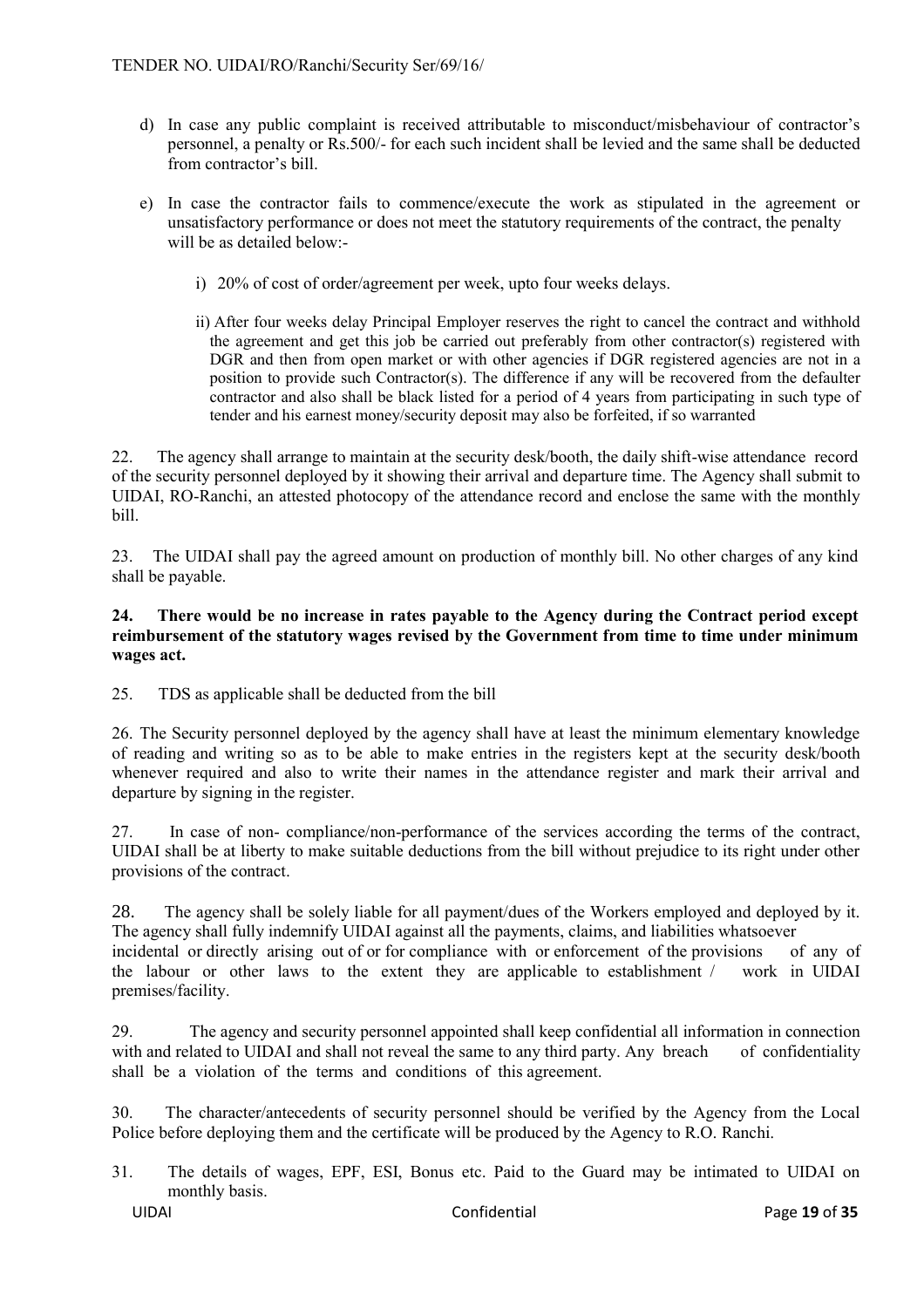d) In case any public complaint is received attributable to misconduct/misbehaviour of contractor's personnel, a penalty or Rs.500/- for each such incident shall be levied and the same shall be deducted from contractor's bill.

e) In case the contractor fails to commence/execute the work as stipulated in the agreement or unsatisfactory performance or does not meet the statutory requirements of the contract, the penalty will be as detailed below:-

   i) 20% of cost of order/agreement per week, upto four weeks delays.

   ii) After four weeks delay Principal Employer reserves the right to cancel the contract and withhold the agreement and get this job be carried out preferably from other contractor(s) registered with DGR and then from open market or with other agencies if DGR registered agencies are not in a position to provide such Contractor(s). The difference if any will be recovered from the defaulter contractor and also shall be black listed for a period of 4 years from participating in such type of tender and his earnest money/security deposit may also be forfeited, if so warranted

22. The agency shall arrange to maintain at the security desk/booth, the daily shift-wise attendance record of the security personnel deployed by it showing their arrival and departure time. The Agency shall submit to UIDAI, RO-Ranchi, an attested photocopy of the attendance record and enclose the same with the monthly bill.

23. The UIDAI shall pay the agreed amount on production of monthly bill. No other charges of any kind shall be payable.

**24. There would be no increase in rates payable to the Agency during the Contract period except reimbursement of the statutory wages revised by the Government from time to time under minimum wages act.**

25. TDS as applicable shall be deducted from the bill

26. The Security personnel deployed by the agency shall have at least the minimum elementary knowledge of reading and writing so as to be able to make entries in the registers kept at the security desk/booth whenever required and also to write their names in the attendance register and mark their arrival and departure by signing in the register.

27. In case of non- compliance/non-performance of the services according the terms of the contract, UIDAI shall be at liberty to make suitable deductions from the bill without prejudice to its right under other provisions of the contract.

28. The agency shall be solely liable for all payment/dues of the Workers employed and deployed by it. The agency shall fully indemnify UIDAI against all the payments, claims, and liabilities whatsoever incidental or directly arising out of or for compliance with or enforcement of the provisions of any of the labour or other laws to the extent they are applicable to establishment / work in UIDAI premises/facility.

29. The agency and security personnel appointed shall keep confidential all information in connection with and related to UIDAI and shall not reveal the same to any third party. Any breach of confidentiality shall be a violation of the terms and conditions of this agreement.

30. The character/antecedents of security personnel should be verified by the Agency from the Local Police before deploying them and the certificate will be produced by the Agency to R.O. Ranchi.

31. The details of wages, EPF, ESI, Bonus etc. Paid to the Guard may be intimated to UIDAI on monthly basis.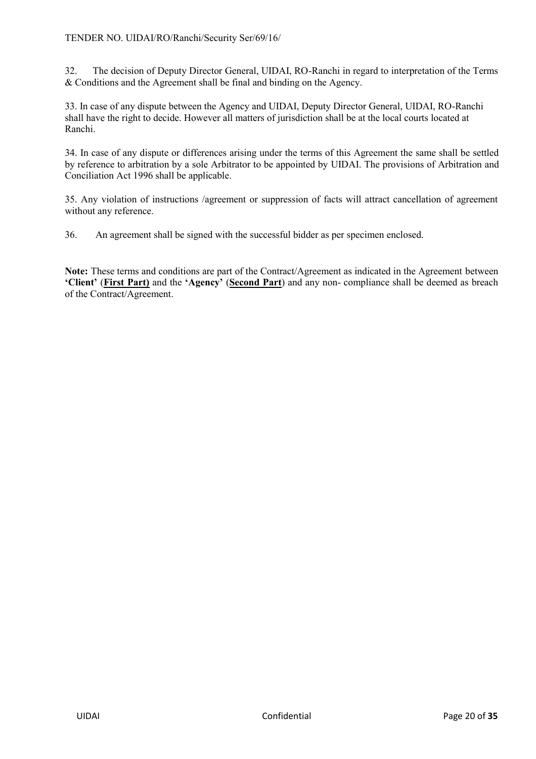32. The decision of Deputy Director General, UIDAI, RO-Ranchi in regard to interpretation of the Terms & Conditions and the Agreement shall be final and binding on the Agency.

33. In case of any dispute between the Agency and UIDAI, Deputy Director General, UIDAI, RO-Ranchi shall have the right to decide. However all matters of jurisdiction shall be at the local courts located at Ranchi.

34. In case of any dispute or differences arising under the terms of this Agreement the same shall be settled by reference to arbitration by a sole Arbitrator to be appointed by UIDAI. The provisions of Arbitration and Conciliation Act 1996 shall be applicable.

35. Any violation of instructions /agreement or suppression of facts will attract cancellation of agreement without any reference.

36. An agreement shall be signed with the successful bidder as per specimen enclosed.

**Note:** These terms and conditions are part of the Contract/Agreement as indicated in the Agreement between **'Client'** (**First Part)** and the **'Agency'** (**Second Part**) and any non- compliance shall be deemed as breach of the Contract/Agreement.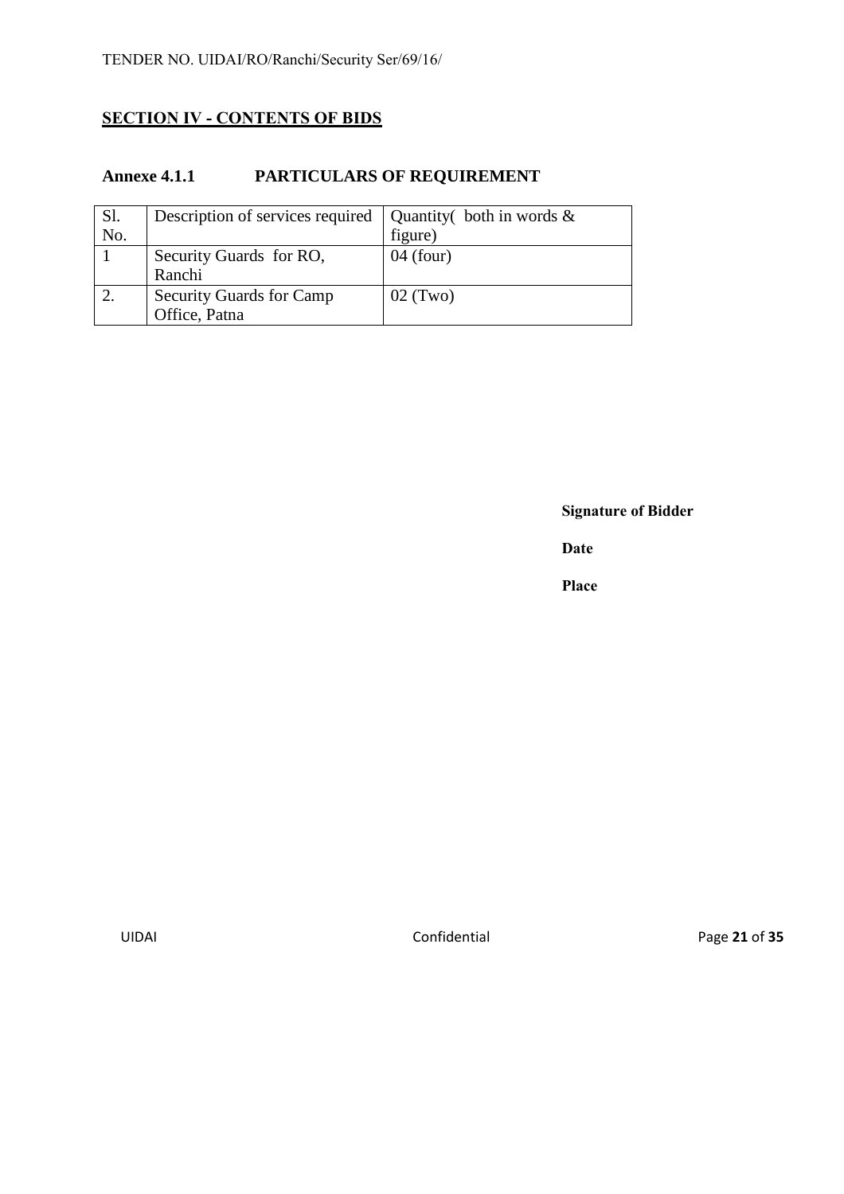## SECTION IV - CONTENTS OF BIDS

### Annexe 4.1.1 PARTICULARS OF REQUIREMENT

| Sl. No. | Description of services required | Quantity( both in words & figure) |
|---|---|---|
| 1 | Security Guards for RO, Ranchi | 04 (four) |
| 2. | Security Guards for Camp Office, Patna | 02 (Two) |

**Signature of Bidder**

**Date**

**Place**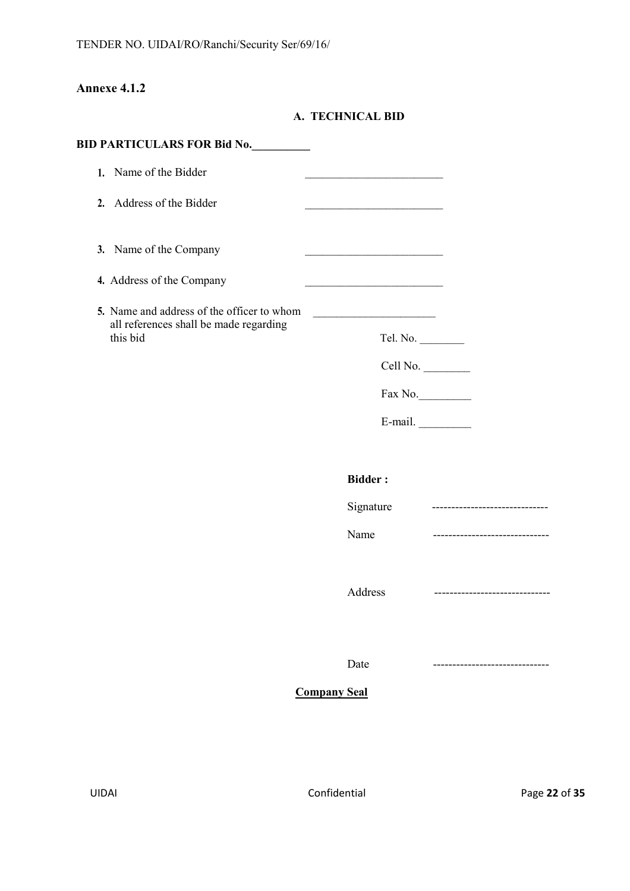**Annexe 4.1.2**

**A. TECHNICAL BID**

**BID PARTICULARS FOR Bid No.__________**

1. Name of the Bidder ________________________
2. Address of the Bidder ________________________
3. Name of the Company ________________________
4. Address of the Company ________________________
5. Name and address of the officer to whom all references shall be made regarding this bid ______________________

   Tel. No. ________

   Cell No. ________

   Fax No._________

   E-mail. _________

**Bidder :**

Signature ------------------------------

Name ------------------------------

Address ------------------------------

Date ------------------------------

**Company Seal**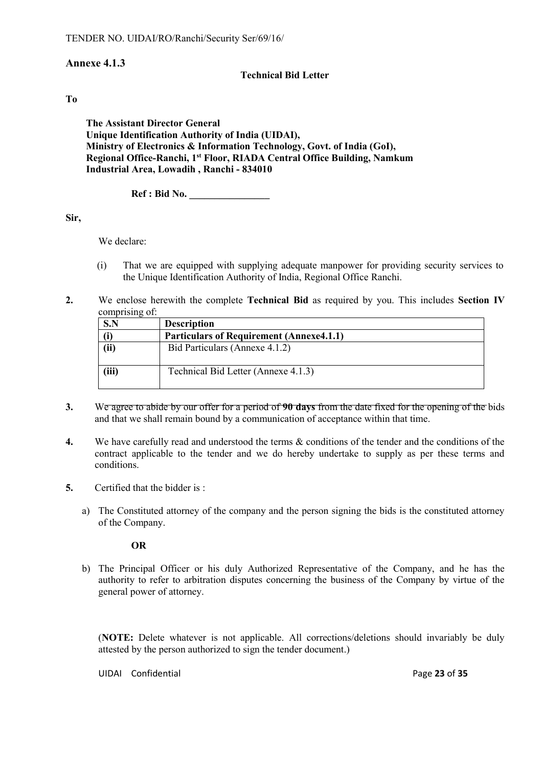## Annexe 4.1.3

**Technical Bid Letter**

**To**

**The Assistant Director General**
**Unique Identification Authority of India (UIDAI),**
**Ministry of Electronics & Information Technology, Govt. of India (GoI),**
**Regional Office-Ranchi, 1st Floor, RIADA Central Office Building, Namkum Industrial Area, Lowadih , Ranchi - 834010**

**Ref : Bid No. ________________**

**Sir,**

We declare:

(i) That we are equipped with supplying adequate manpower for providing security services to the Unique Identification Authority of India, Regional Office Ranchi.

**2.** We enclose herewith the complete **Technical Bid** as required by you. This includes **Section IV** comprising of:

| S.N | Description |
|---|---|
| **(i)** | **Particulars of Requirement (Annexe4.1.1)** |
| **(ii)** | Bid Particulars (Annexe 4.1.2) |
| **(iii)** | Technical Bid Letter (Annexe 4.1.3) |

**3.** ~~We agree to abide by our offer for a period of **90 days** from the date fixed for the opening of the~~ bids and that we shall remain bound by a communication of acceptance within that time.

**4.** We have carefully read and understood the terms & conditions of the tender and the conditions of the contract applicable to the tender and we do hereby undertake to supply as per these terms and conditions.

**5.** Certified that the bidder is :

a) The Constituted attorney of the company and the person signing the bids is the constituted attorney of the Company.

**OR**

b) The Principal Officer or his duly Authorized Representative of the Company, and he has the authority to refer to arbitration disputes concerning the business of the Company by virtue of the general power of attorney.

(**NOTE:** Delete whatever is not applicable. All corrections/deletions should invariably be duly attested by the person authorized to sign the tender document.)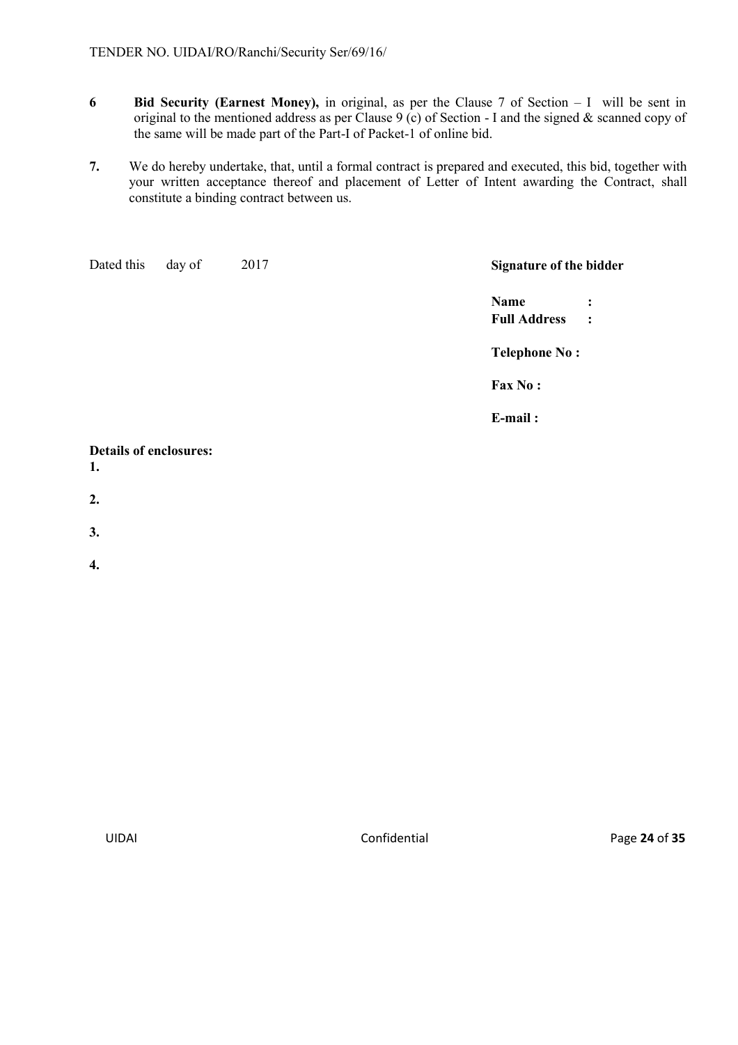6 **Bid Security (Earnest Money),** in original, as per the Clause 7 of Section – I will be sent in original to the mentioned address as per Clause 9 (c) of Section - I and the signed & scanned copy of the same will be made part of the Part-I of Packet-1 of online bid.

**7.** We do hereby undertake, that, until a formal contract is prepared and executed, this bid, together with your written acceptance thereof and placement of Letter of Intent awarding the Contract, shall constitute a binding contract between us.

Dated this day of 2017

**Signature of the bidder**

**Name :**
**Full Address :**

**Telephone No :**

**Fax No :**

**E-mail :**

**Details of enclosures:**

**1.**

**2.**

**3.**

**4.**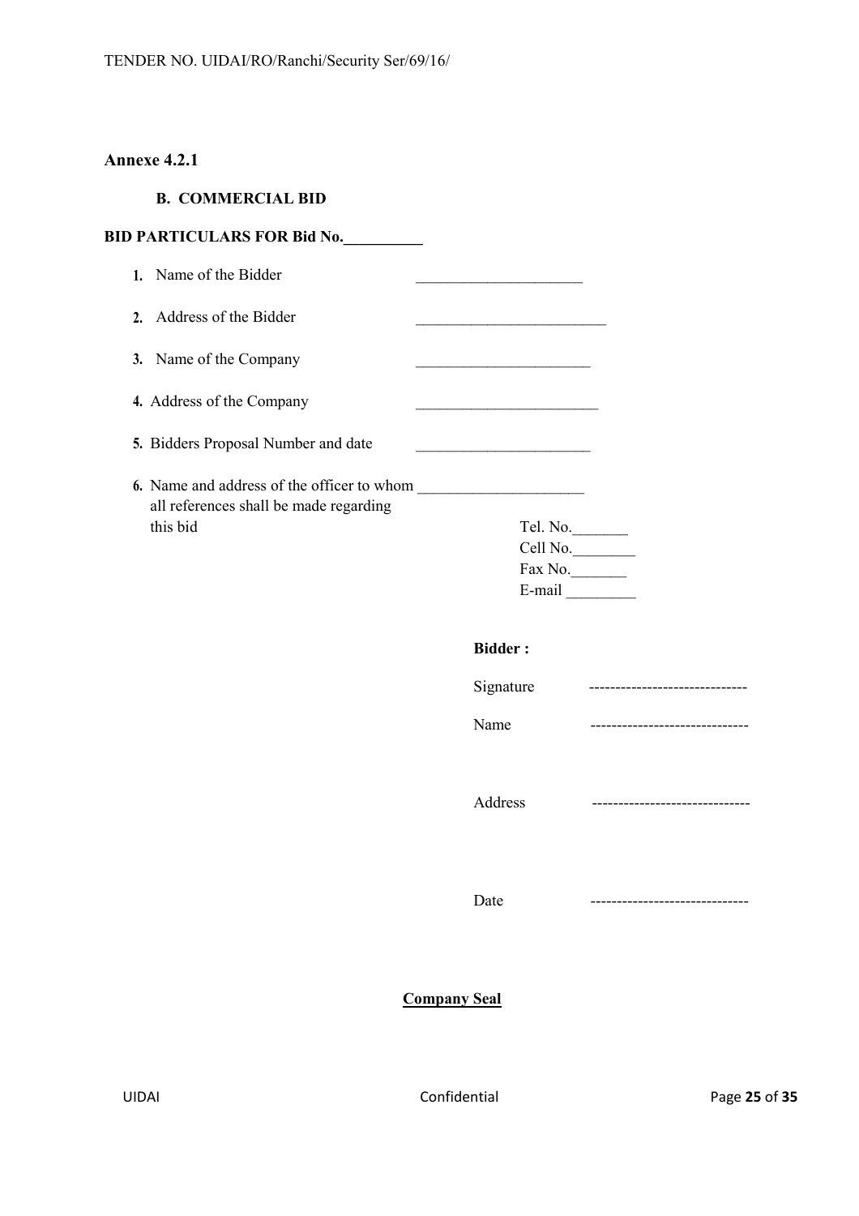**Annexe 4.2.1**

**B. COMMERCIAL BID**

**BID PARTICULARS FOR Bid No.__________**

1. Name of the Bidder _____________________
2. Address of the Bidder ________________________
3. Name of the Company ______________________
4. Address of the Company _______________________
5. Bidders Proposal Number and date ______________________
6. Name and address of the officer to whom all references shall be made regarding this bid _____________________

   Tel. No._______
   Cell No.________
   Fax No._______
   E-mail _________

**Bidder :**

Signature ------------------------------

Name ------------------------------

Address ------------------------------

Date ------------------------------

**Company Seal**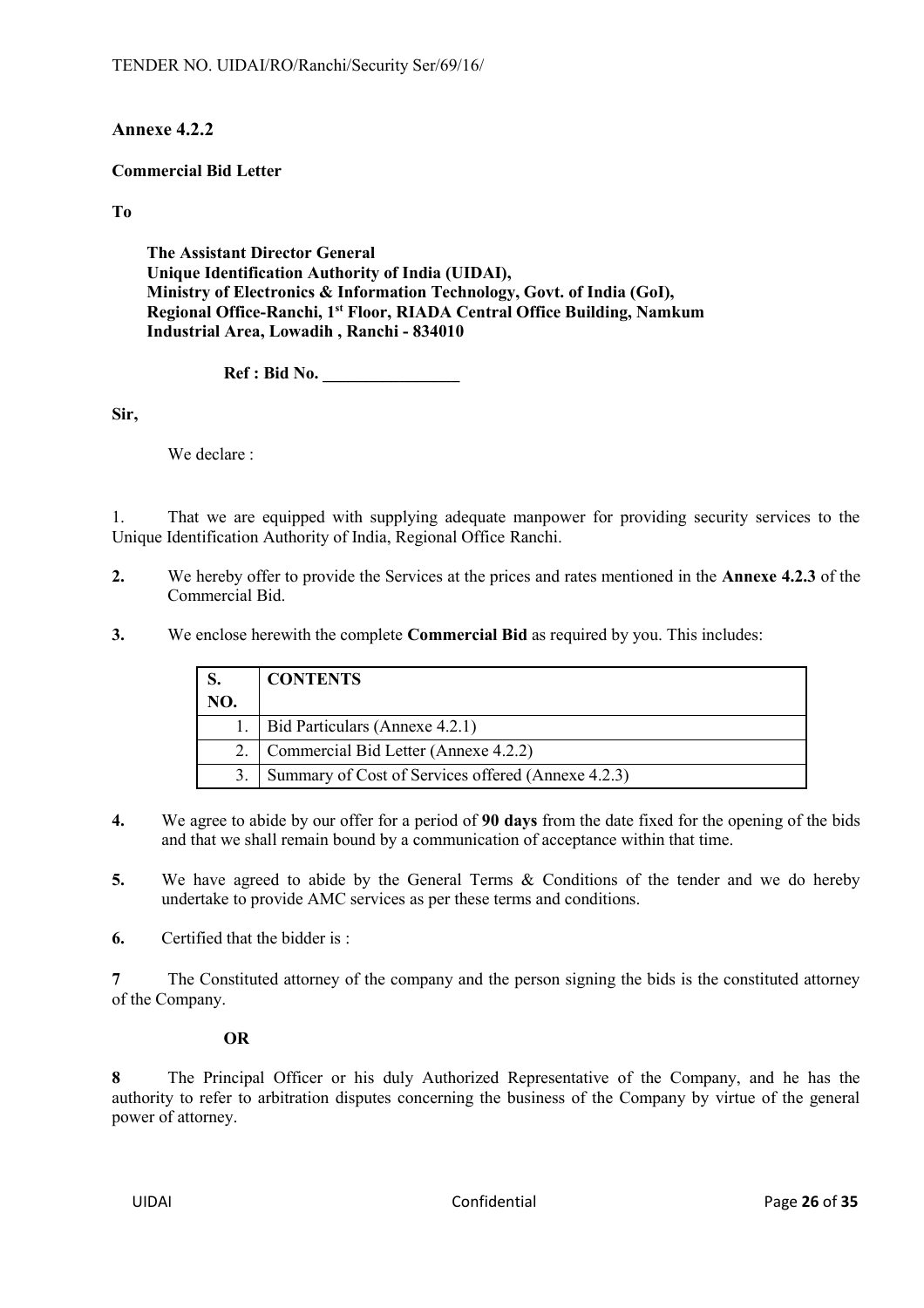## Annexe 4.2.2

**Commercial Bid Letter**

**To**

**The Assistant Director General**
**Unique Identification Authority of India (UIDAI),**
**Ministry of Electronics & Information Technology, Govt. of India (GoI),**
**Regional Office-Ranchi, 1st Floor, RIADA Central Office Building, Namkum Industrial Area, Lowadih , Ranchi - 834010**

**Ref : Bid No. ________________**

**Sir,**

We declare :

1. That we are equipped with supplying adequate manpower for providing security services to the Unique Identification Authority of India, Regional Office Ranchi.

**2.** We hereby offer to provide the Services at the prices and rates mentioned in the **Annexe 4.2.3** of the Commercial Bid.

**3.** We enclose herewith the complete **Commercial Bid** as required by you. This includes:

| S. NO. | CONTENTS |
|---|---|
| 1. | Bid Particulars (Annexe 4.2.1) |
| 2. | Commercial Bid Letter (Annexe 4.2.2) |
| 3. | Summary of Cost of Services offered (Annexe 4.2.3) |

**4.** We agree to abide by our offer for a period of **90 days** from the date fixed for the opening of the bids and that we shall remain bound by a communication of acceptance within that time.

**5.** We have agreed to abide by the General Terms & Conditions of the tender and we do hereby undertake to provide AMC services as per these terms and conditions.

**6.** Certified that the bidder is :

**7** The Constituted attorney of the company and the person signing the bids is the constituted attorney of the Company.

**OR**

**8** The Principal Officer or his duly Authorized Representative of the Company, and he has the authority to refer to arbitration disputes concerning the business of the Company by virtue of the general power of attorney.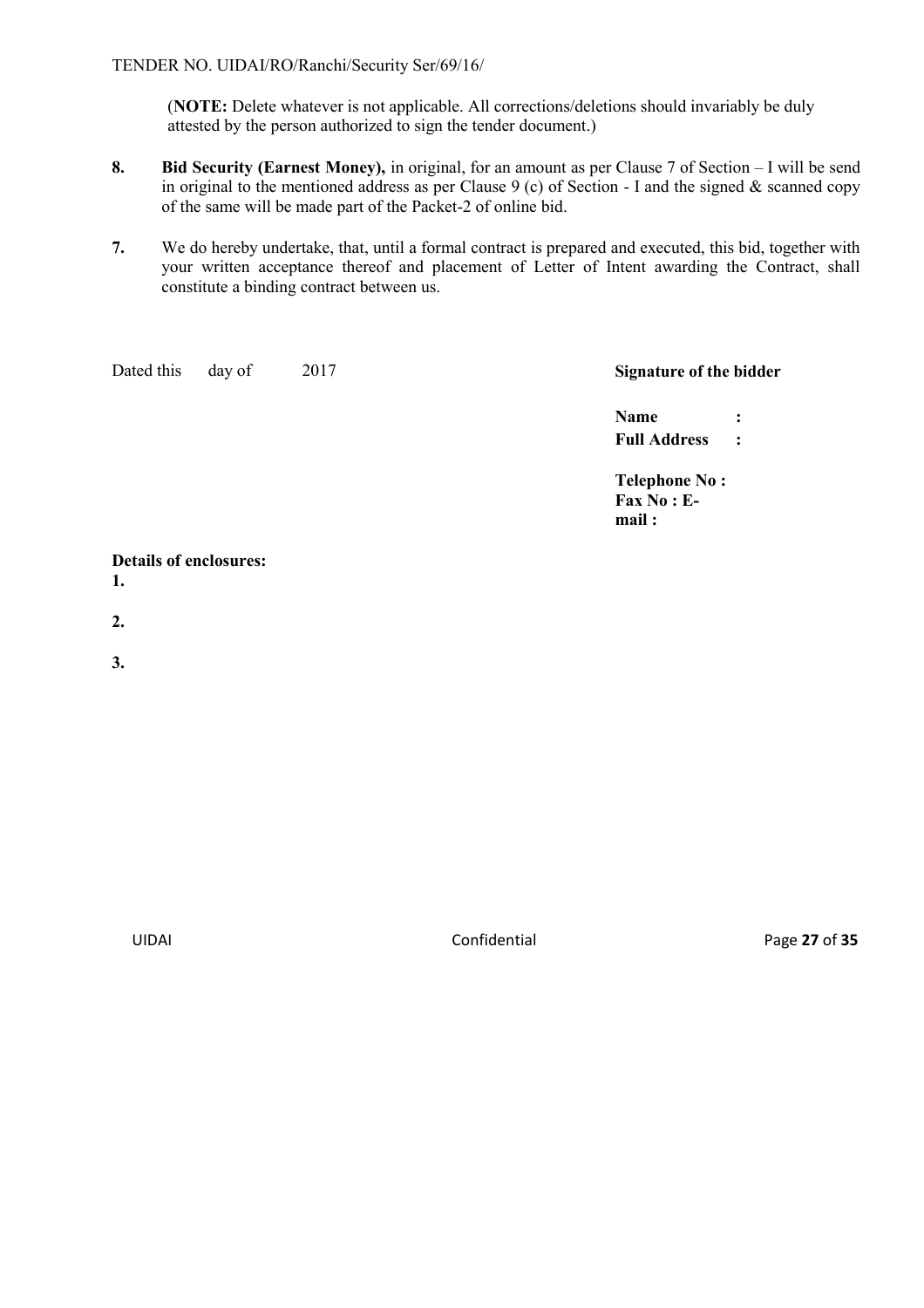(**NOTE:** Delete whatever is not applicable. All corrections/deletions should invariably be duly attested by the person authorized to sign the tender document.)

**8.** **Bid Security (Earnest Money),** in original, for an amount as per Clause 7 of Section – I will be send in original to the mentioned address as per Clause 9 (c) of Section - I and the signed & scanned copy of the same will be made part of the Packet-2 of online bid.

**7.** We do hereby undertake, that, until a formal contract is prepared and executed, this bid, together with your written acceptance thereof and placement of Letter of Intent awarding the Contract, shall constitute a binding contract between us.

Dated this day of 2017

**Signature of the bidder**

**Name :**
**Full Address :**

**Telephone No :**
**Fax No : E-mail :**

**Details of enclosures:**

**1.**

**2.**

**3.**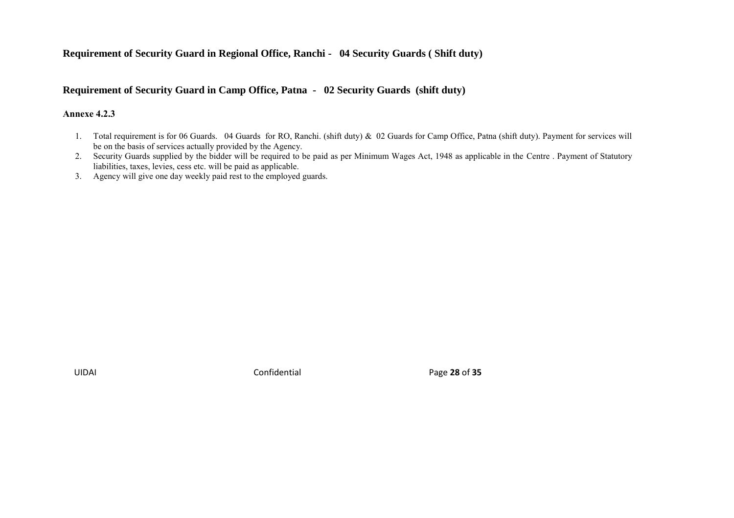**Requirement of Security Guard in Regional Office, Ranchi - 04 Security Guards ( Shift duty)**

**Requirement of Security Guard in Camp Office, Patna - 02 Security Guards (shift duty)**

**Annexe 4.2.3**

1. Total requirement is for 06 Guards. 04 Guards for RO, Ranchi. (shift duty) & 02 Guards for Camp Office, Patna (shift duty). Payment for services will be on the basis of services actually provided by the Agency.
2. Security Guards supplied by the bidder will be required to be paid as per Minimum Wages Act, 1948 as applicable in the Centre . Payment of Statutory liabilities, taxes, levies, cess etc. will be paid as applicable.
3. Agency will give one day weekly paid rest to the employed guards.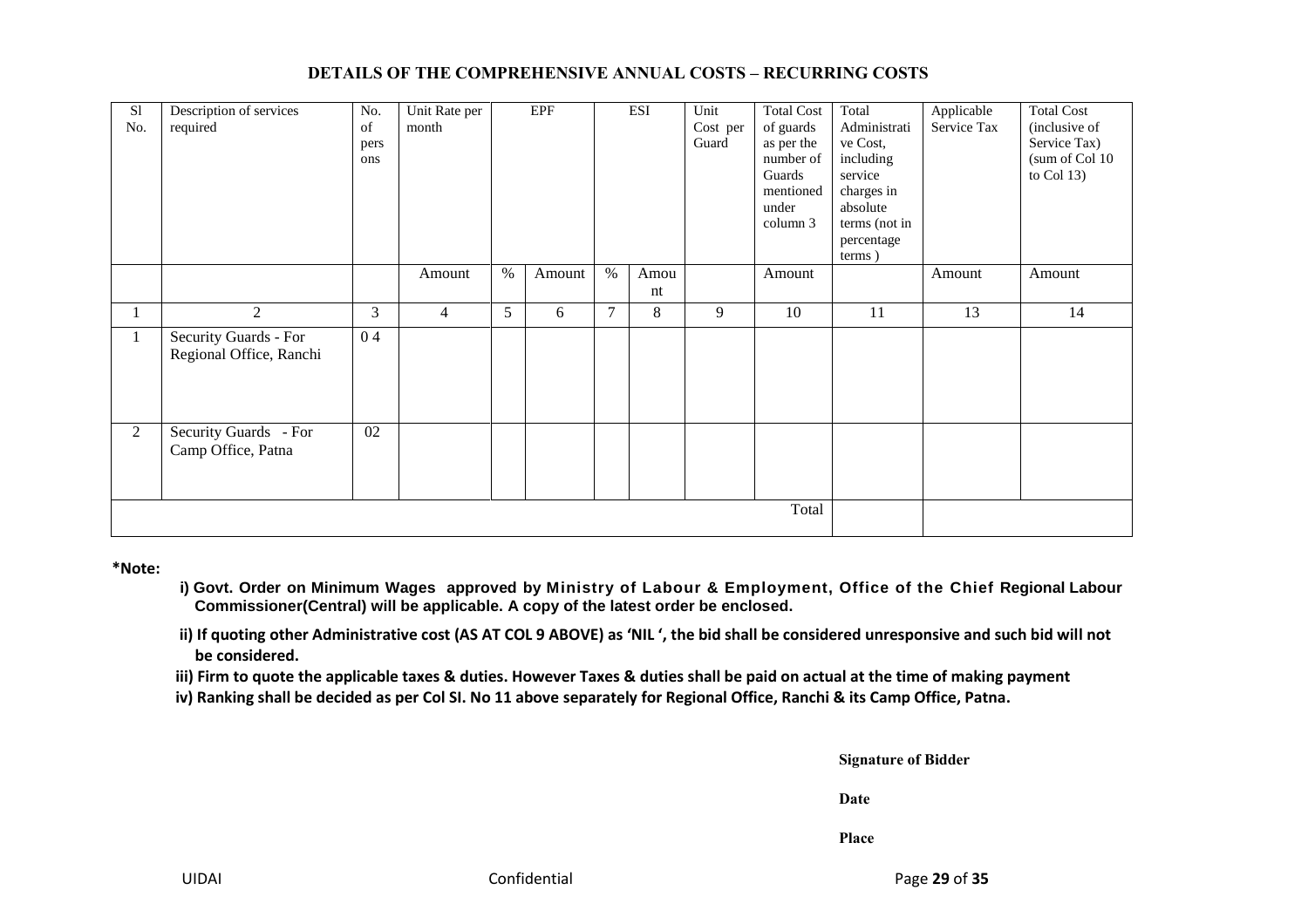## DETAILS OF THE COMPREHENSIVE ANNUAL COSTS – RECURRING COSTS

| Sl No. | Description of services required | No. of persons | Unit Rate per month | EPF | | ESI | | Unit Cost per Guard | Total Cost of guards as per the number of Guards mentioned under column 3 | Total Administrative Cost, including service charges in absolute terms (not in percentage terms ) | Applicable Service Tax | Total Cost (inclusive of Service Tax) (sum of Col 10 to Col 13) |
|---|---|---|---|---|---|---|---|---|---|---|---|---|
| | | | Amount | % | Amount | % | Amount | | Amount | | Amount | Amount |
| 1 | 2 | 3 | 4 | 5 | 6 | 7 | 8 | 9 | 10 | 11 | 13 | 14 |
| 1 | Security Guards - For Regional Office, Ranchi | 0 4 | | | | | | | | | | |
| 2 | Security Guards - For Camp Office, Patna | 02 | | | | | | | | | | |
| | | | | | | | | | Total | | | |

**\*Note:**

**i) Govt. Order on Minimum Wages approved by Ministry of Labour & Employment, Office of the Chief Regional Labour Commissioner(Central) will be applicable. A copy of the latest order be enclosed.**

**ii) If quoting other Administrative cost (AS AT COL 9 ABOVE) as 'NIL ', the bid shall be considered unresponsive and such bid will not be considered.**

**iii) Firm to quote the applicable taxes & duties. However Taxes & duties shall be paid on actual at the time of making payment**

**iv) Ranking shall be decided as per Col Sl. No 11 above separately for Regional Office, Ranchi & its Camp Office, Patna.**

**Signature of Bidder**

**Date**

**Place**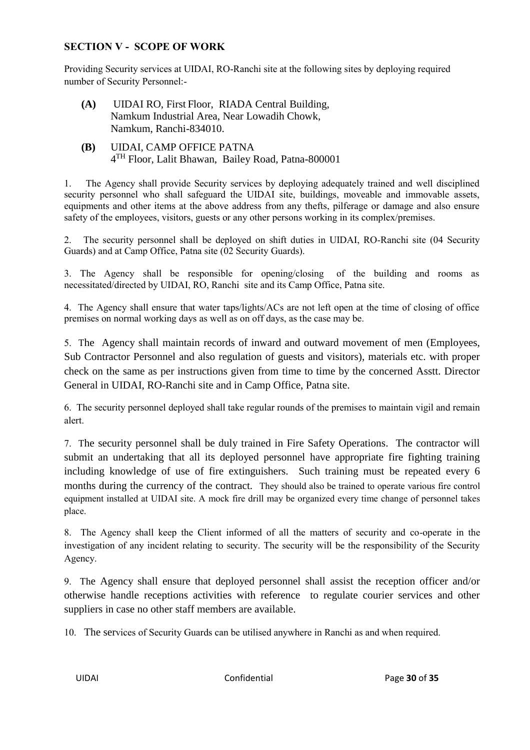## SECTION V - SCOPE OF WORK

Providing Security services at UIDAI, RO-Ranchi site at the following sites by deploying required number of Security Personnel:-

**(A)** UIDAI RO, First Floor, RIADA Central Building, Namkum Industrial Area, Near Lowadih Chowk, Namkum, Ranchi-834010.

**(B)** UIDAI, CAMP OFFICE PATNA
4TH Floor, Lalit Bhawan, Bailey Road, Patna-800001

1. The Agency shall provide Security services by deploying adequately trained and well disciplined security personnel who shall safeguard the UIDAI site, buildings, moveable and immovable assets, equipments and other items at the above address from any thefts, pilferage or damage and also ensure safety of the employees, visitors, guests or any other persons working in its complex/premises.

2. The security personnel shall be deployed on shift duties in UIDAI, RO-Ranchi site (04 Security Guards) and at Camp Office, Patna site (02 Security Guards).

3. The Agency shall be responsible for opening/closing of the building and rooms as necessitated/directed by UIDAI, RO, Ranchi site and its Camp Office, Patna site.

4. The Agency shall ensure that water taps/lights/ACs are not left open at the time of closing of office premises on normal working days as well as on off days, as the case may be.

5. The Agency shall maintain records of inward and outward movement of men (Employees, Sub Contractor Personnel and also regulation of guests and visitors), materials etc. with proper check on the same as per instructions given from time to time by the concerned Asstt. Director General in UIDAI, RO-Ranchi site and in Camp Office, Patna site.

6. The security personnel deployed shall take regular rounds of the premises to maintain vigil and remain alert.

7. The security personnel shall be duly trained in Fire Safety Operations. The contractor will submit an undertaking that all its deployed personnel have appropriate fire fighting training including knowledge of use of fire extinguishers. Such training must be repeated every 6 months during the currency of the contract. They should also be trained to operate various fire control equipment installed at UIDAI site. A mock fire drill may be organized every time change of personnel takes place.

8. The Agency shall keep the Client informed of all the matters of security and co-operate in the investigation of any incident relating to security. The security will be the responsibility of the Security Agency.

9. The Agency shall ensure that deployed personnel shall assist the reception officer and/or otherwise handle receptions activities with reference to regulate courier services and other suppliers in case no other staff members are available.

10. The services of Security Guards can be utilised anywhere in Ranchi as and when required.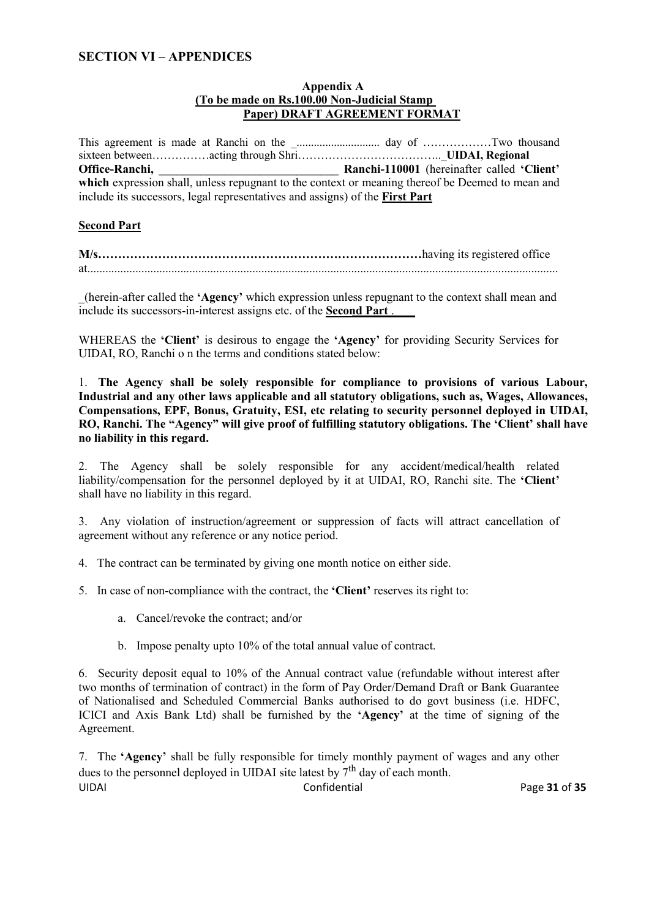## SECTION VI – APPENDICES

**Appendix A**
**(To be made on Rs.100.00 Non-Judicial Stamp Paper) DRAFT AGREEMENT FORMAT**

This agreement is made at Ranchi on the _............................. day of ………………Two thousand sixteen between……………acting through Shri………………………………..\_**UIDAI, Regional Office-Ranchi, \_\_\_\_\_\_\_\_\_\_\_\_\_\_\_\_\_\_\_\_\_\_\_\_\_\_\_\_\_\_ Ranchi-110001** (hereinafter called **'Client' which** expression shall, unless repugnant to the context or meaning thereof be Deemed to mean and include its successors, legal representatives and assigns) of the **First Part**

**Second Part**

**M/s………………………………………………………………………**having its registered office at...........................................................................................................................................................

_(herein-after called the **'Agency'** which expression unless repugnant to the context shall mean and include its successors-in-interest assigns etc. of the **Second Part** .

WHEREAS the **'Client'** is desirous to engage the **'Agency'** for providing Security Services for UIDAI, RO, Ranchi o n the terms and conditions stated below:

1. **The Agency shall be solely responsible for compliance to provisions of various Labour, Industrial and any other laws applicable and all statutory obligations, such as, Wages, Allowances, Compensations, EPF, Bonus, Gratuity, ESI, etc relating to security personnel deployed in UIDAI, RO, Ranchi. The "Agency" will give proof of fulfilling statutory obligations. The 'Client' shall have no liability in this regard.**

2. The Agency shall be solely responsible for any accident/medical/health related liability/compensation for the personnel deployed by it at UIDAI, RO, Ranchi site. The **'Client'** shall have no liability in this regard.

3. Any violation of instruction/agreement or suppression of facts will attract cancellation of agreement without any reference or any notice period.

4. The contract can be terminated by giving one month notice on either side.

5. In case of non-compliance with the contract, the **'Client'** reserves its right to:

   a. Cancel/revoke the contract; and/or

   b. Impose penalty upto 10% of the total annual value of contract.

6. Security deposit equal to 10% of the Annual contract value (refundable without interest after two months of termination of contract) in the form of Pay Order/Demand Draft or Bank Guarantee of Nationalised and Scheduled Commercial Banks authorised to do govt business (i.e. HDFC, ICICI and Axis Bank Ltd) shall be furnished by the **'Agency'** at the time of signing of the Agreement.

7. The **'Agency'** shall be fully responsible for timely monthly payment of wages and any other dues to the personnel deployed in UIDAI site latest by 7th day of each month.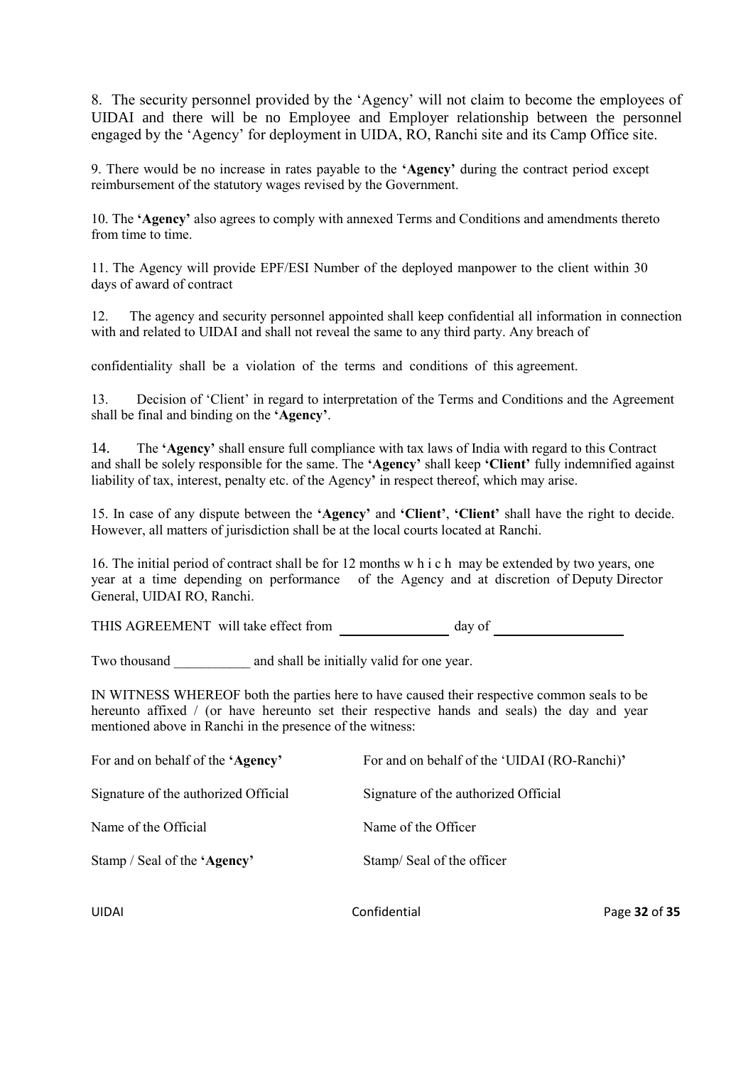8. The security personnel provided by the 'Agency' will not claim to become the employees of UIDAI and there will be no Employee and Employer relationship between the personnel engaged by the 'Agency' for deployment in UIDA, RO, Ranchi site and its Camp Office site.

9. There would be no increase in rates payable to the **'Agency'** during the contract period except reimbursement of the statutory wages revised by the Government.

10. The **'Agency'** also agrees to comply with annexed Terms and Conditions and amendments thereto from time to time.

11. The Agency will provide EPF/ESI Number of the deployed manpower to the client within 30 days of award of contract

12. The agency and security personnel appointed shall keep confidential all information in connection with and related to UIDAI and shall not reveal the same to any third party. Any breach of

confidentiality shall be a violation of the terms and conditions of this agreement.

13. Decision of 'Client' in regard to interpretation of the Terms and Conditions and the Agreement shall be final and binding on the **'Agency'**.

14. The **'Agency'** shall ensure full compliance with tax laws of India with regard to this Contract and shall be solely responsible for the same. The **'Agency'** shall keep **'Client'** fully indemnified against liability of tax, interest, penalty etc. of the Agency' in respect thereof, which may arise.

15. In case of any dispute between the **'Agency'** and **'Client'**, **'Client'** shall have the right to decide. However, all matters of jurisdiction shall be at the local courts located at Ranchi.

16. The initial period of contract shall be for 12 months w h i c h may be extended by two years, one year at a time depending on performance of the Agency and at discretion of Deputy Director General, UIDAI RO, Ranchi.

THIS AGREEMENT will take effect from ________________ day of ___________________

Two thousand ___________ and shall be initially valid for one year.

IN WITNESS WHEREOF both the parties here to have caused their respective common seals to be hereunto affixed / (or have hereunto set their respective hands and seals) the day and year mentioned above in Ranchi in the presence of the witness:

| For and on behalf of the **'Agency'** | For and on behalf of the 'UIDAI (RO-Ranchi)**'** |
|---|---|
| Signature of the authorized Official | Signature of the authorized Official |
| Name of the Official | Name of the Officer |
| Stamp / Seal of the **'Agency'** | Stamp/ Seal of the officer |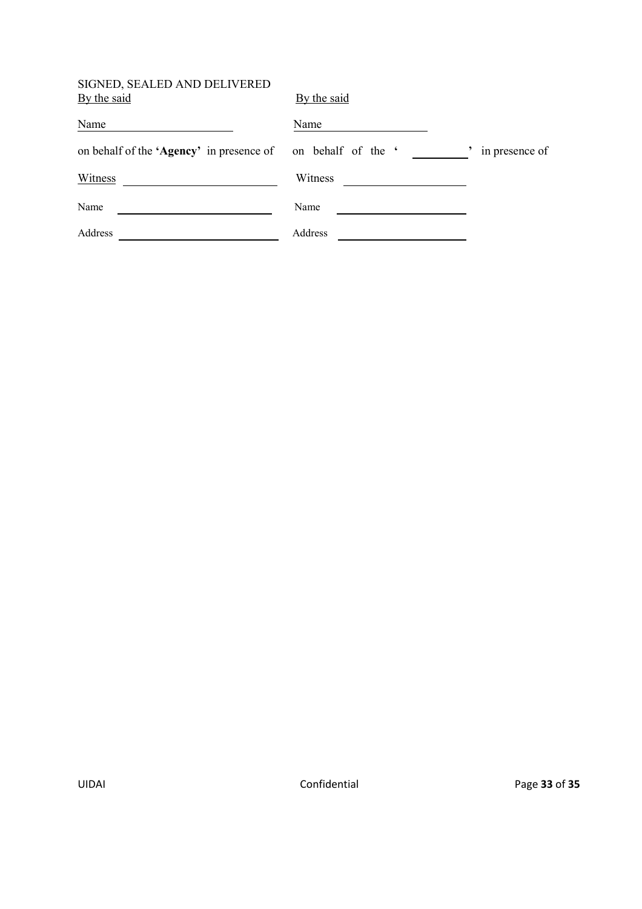SIGNED, SEALED AND DELIVERED

| By the said | By the said |
|---|---|
| Name \_\_\_\_\_\_\_\_\_\_\_\_\_\_\_\_\_\_\_\_\_\_ | Name \_\_\_\_\_\_\_\_\_\_\_\_\_\_\_\_\_\_\_\_\_\_ |
| on behalf of the **'Agency'** in presence of | on behalf of the ' \_\_\_\_\_\_\_\_\_\_ ' in presence of |
| Witness \_\_\_\_\_\_\_\_\_\_\_\_\_\_\_\_\_\_\_\_\_\_ | Witness \_\_\_\_\_\_\_\_\_\_\_\_\_\_\_\_\_\_\_\_\_\_ |
| Name \_\_\_\_\_\_\_\_\_\_\_\_\_\_\_\_\_\_\_\_\_\_ | Name \_\_\_\_\_\_\_\_\_\_\_\_\_\_\_\_\_\_\_\_\_\_ |
| Address \_\_\_\_\_\_\_\_\_\_\_\_\_\_\_\_\_\_\_\_\_\_ | Address \_\_\_\_\_\_\_\_\_\_\_\_\_\_\_\_\_\_\_\_\_\_ |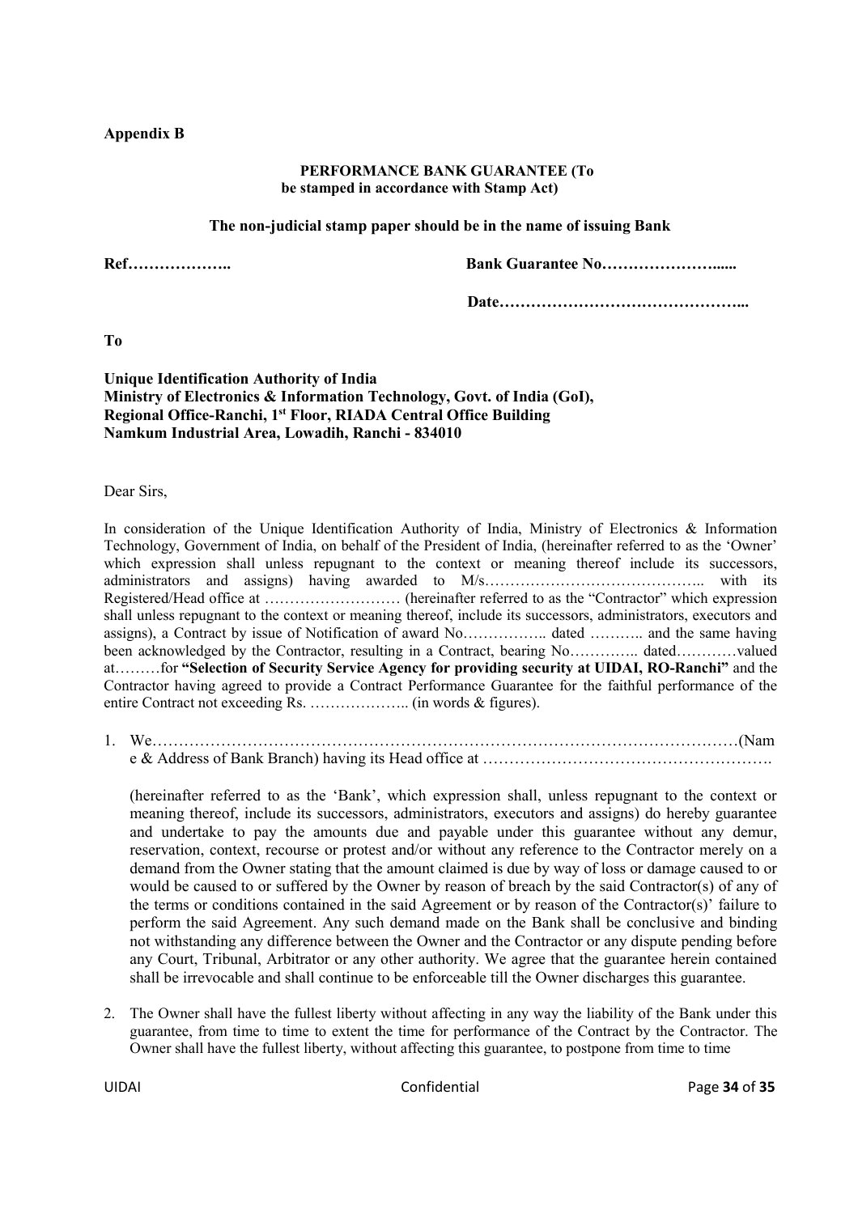**Appendix B**

**PERFORMANCE BANK GUARANTEE (To be stamped in accordance with Stamp Act)**

**The non-judicial stamp paper should be in the name of issuing Bank**

**Ref………………..** **Bank Guarantee No…………………......**

**Date………………………………………...**

**To**

**Unique Identification Authority of India**
**Ministry of Electronics & Information Technology, Govt. of India (GoI),**
**Regional Office-Ranchi, 1st Floor, RIADA Central Office Building**
**Namkum Industrial Area, Lowadih, Ranchi - 834010**

Dear Sirs,

In consideration of the Unique Identification Authority of India, Ministry of Electronics & Information Technology, Government of India, on behalf of the President of India, (hereinafter referred to as the 'Owner' which expression shall unless repugnant to the context or meaning thereof include its successors, administrators and assigns) having awarded to M/s…………………………………….. with its Registered/Head office at ……………………… (hereinafter referred to as the "Contractor" which expression shall unless repugnant to the context or meaning thereof, include its successors, administrators, executors and assigns), a Contract by issue of Notification of award No…………….. dated ……….. and the same having been acknowledged by the Contractor, resulting in a Contract, bearing No………….. dated…………valued at………for **"Selection of Security Service Agency for providing security at UIDAI, RO-Ranchi"** and the Contractor having agreed to provide a Contract Performance Guarantee for the faithful performance of the entire Contract not exceeding Rs. ……………….. (in words & figures).

1. We…………………………………………………………………………………………………(Name & Address of Bank Branch) having its Head office at ……………………………………………….

   (hereinafter referred to as the 'Bank', which expression shall, unless repugnant to the context or meaning thereof, include its successors, administrators, executors and assigns) do hereby guarantee and undertake to pay the amounts due and payable under this guarantee without any demur, reservation, context, recourse or protest and/or without any reference to the Contractor merely on a demand from the Owner stating that the amount claimed is due by way of loss or damage caused to or would be caused to or suffered by the Owner by reason of breach by the said Contractor(s) of any of the terms or conditions contained in the said Agreement or by reason of the Contractor(s)' failure to perform the said Agreement. Any such demand made on the Bank shall be conclusive and binding not withstanding any difference between the Owner and the Contractor or any dispute pending before any Court, Tribunal, Arbitrator or any other authority. We agree that the guarantee herein contained shall be irrevocable and shall continue to be enforceable till the Owner discharges this guarantee.

2. The Owner shall have the fullest liberty without affecting in any way the liability of the Bank under this guarantee, from time to time to extent the time for performance of the Contract by the Contractor. The Owner shall have the fullest liberty, without affecting this guarantee, to postpone from time to time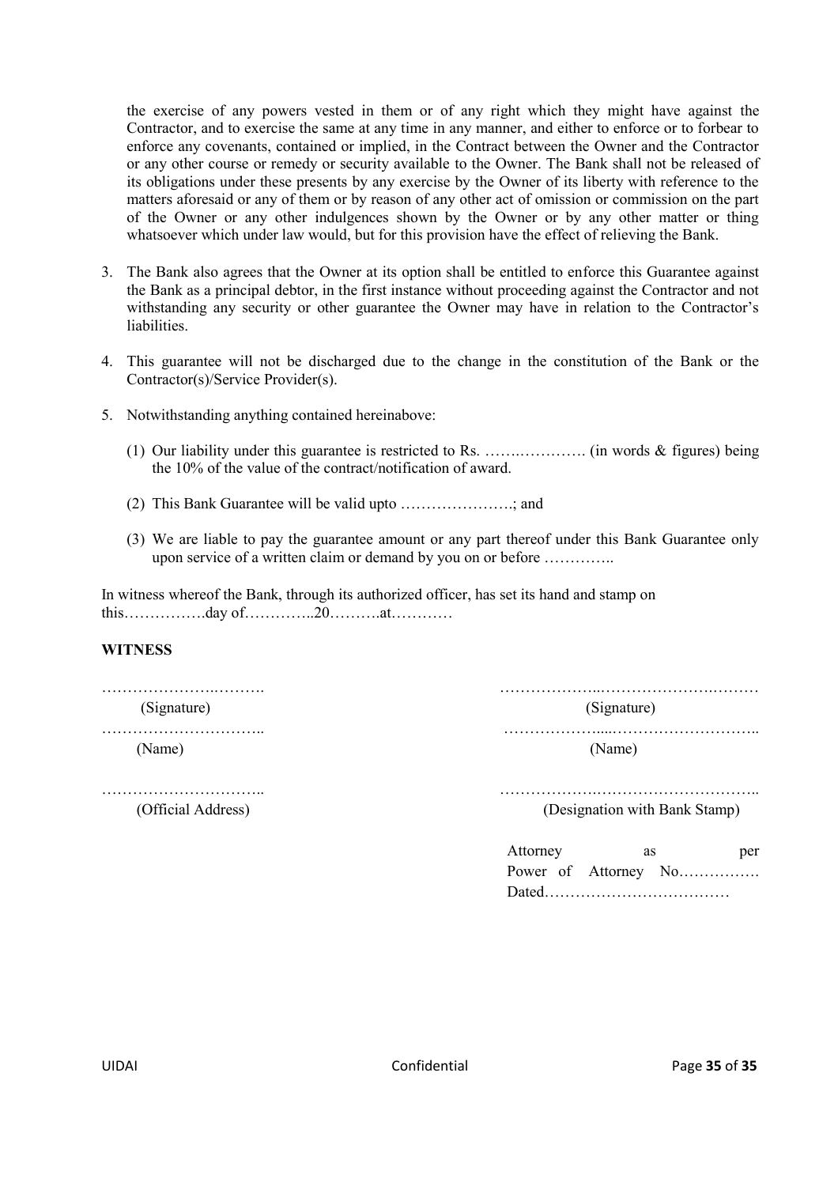the exercise of any powers vested in them or of any right which they might have against the Contractor, and to exercise the same at any time in any manner, and either to enforce or to forbear to enforce any covenants, contained or implied, in the Contract between the Owner and the Contractor or any other course or remedy or security available to the Owner. The Bank shall not be released of its obligations under these presents by any exercise by the Owner of its liberty with reference to the matters aforesaid or any of them or by reason of any other act of omission or commission on the part of the Owner or any other indulgences shown by the Owner or by any other matter or thing whatsoever which under law would, but for this provision have the effect of relieving the Bank.

3. The Bank also agrees that the Owner at its option shall be entitled to enforce this Guarantee against the Bank as a principal debtor, in the first instance without proceeding against the Contractor and not withstanding any security or other guarantee the Owner may have in relation to the Contractor's liabilities.

4. This guarantee will not be discharged due to the change in the constitution of the Bank or the Contractor(s)/Service Provider(s).

5. Notwithstanding anything contained hereinabove:

   (1) Our liability under this guarantee is restricted to Rs. …….…………. (in words & figures) being the 10% of the value of the contract/notification of award.

   (2) This Bank Guarantee will be valid upto ………………….; and

   (3) We are liable to pay the guarantee amount or any part thereof under this Bank Guarantee only upon service of a written claim or demand by you on or before …………..

In witness whereof the Bank, through its authorized officer, has set its hand and stamp on this…………….day of…………..20……….at…………

**WITNESS**

| | |
|---|---|
| …………………..………. | ………………..……………….……… |
| (Signature) | (Signature) |
| ………………………….. | ………………....……………………….. |
| (Name) | (Name) |
| ………………………….. | ……………….………………………….. |
| (Official Address) | (Designation with Bank Stamp) |
| | Attorney as per Power of Attorney No……………. Dated……………………………… |